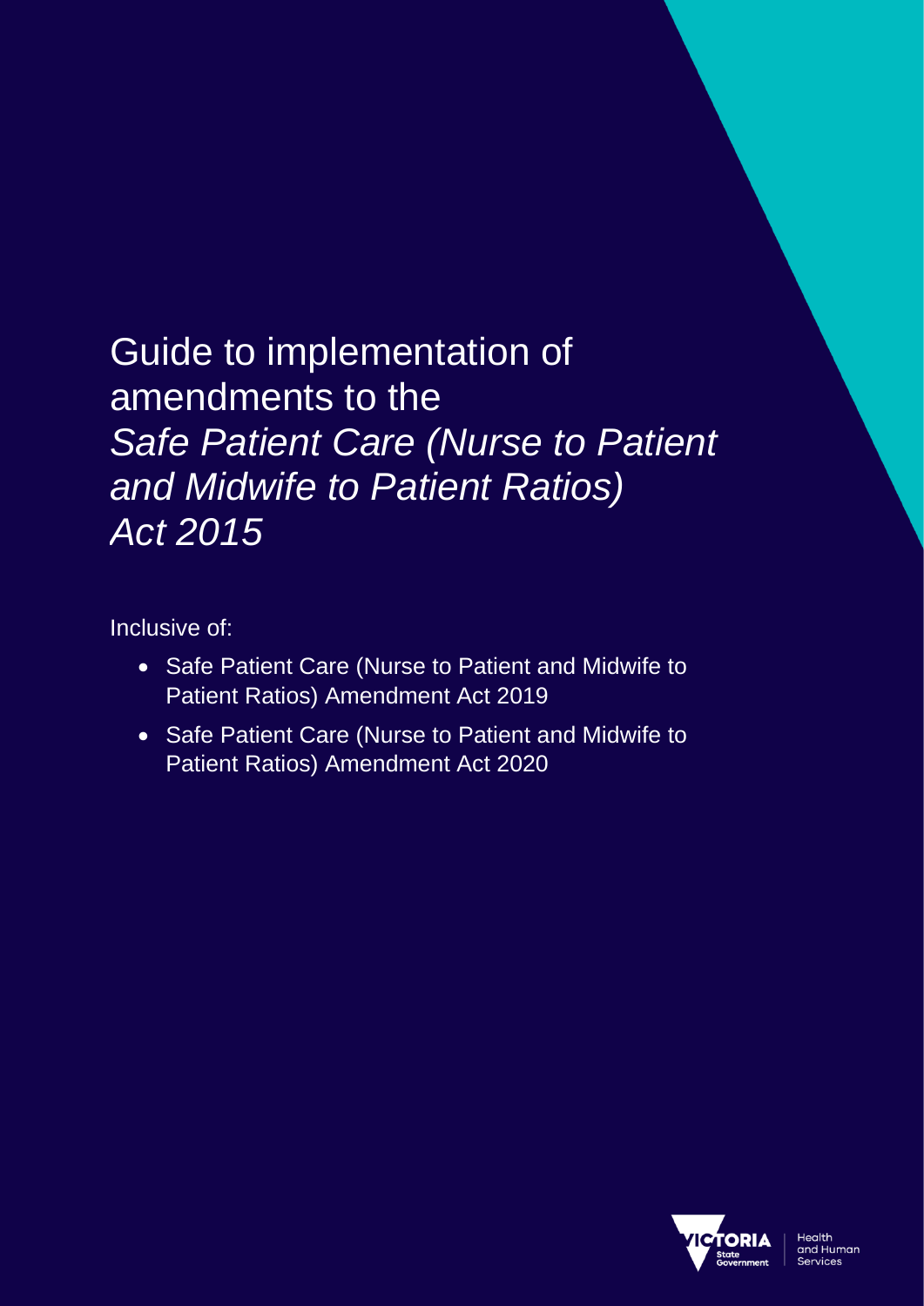# Guide to implementation of amendments to the *Safe Patient Care (Nurse to Patient and Midwife to Patient Ratios) Act 2015*

Inclusive of:

- Safe Patient Care (Nurse to Patient and Midwife to Patient Ratios) Amendment Act 2019
- Safe Patient Care (Nurse to Patient and Midwife to Patient Ratios) Amendment Act 2020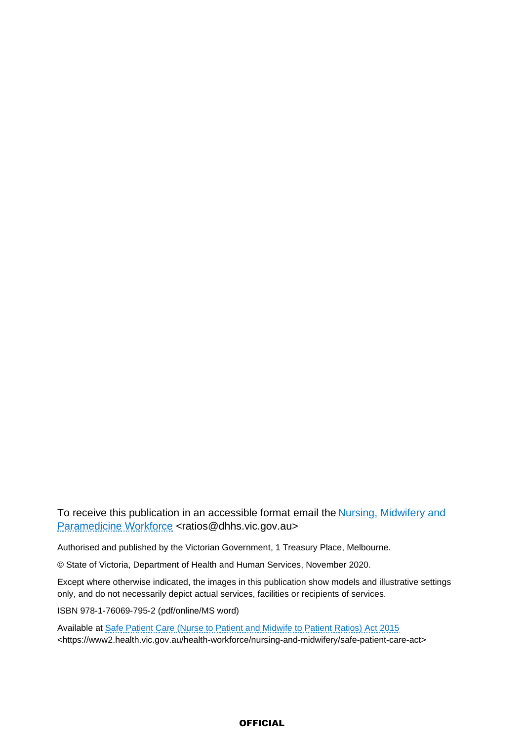To receive this publication in an accessible format email the Nursing, Midwifery and Paramedicine Workforce <ratios@dhhs.vic.gov.au>

Authorised and published by the Victorian Government, 1 Treasury Place, Melbourne.

© State of Victoria, Department of Health and Human Services, November 2020.

Except where otherwise indicated, the images in this publication show models and illustrative settings only, and do not necessarily depict actual services, facilities or recipients of services.

ISBN 978-1-76069-795-2 (pdf/online/MS word)

Available at Safe Patient Care (Nurse to Patient and Midwife to Patient Ratios) Act 2015 <https://www2.health.vic.gov.au/health-workforce/nursing-and-midwifery/safe-patient-care-act>

**OFFICIAL**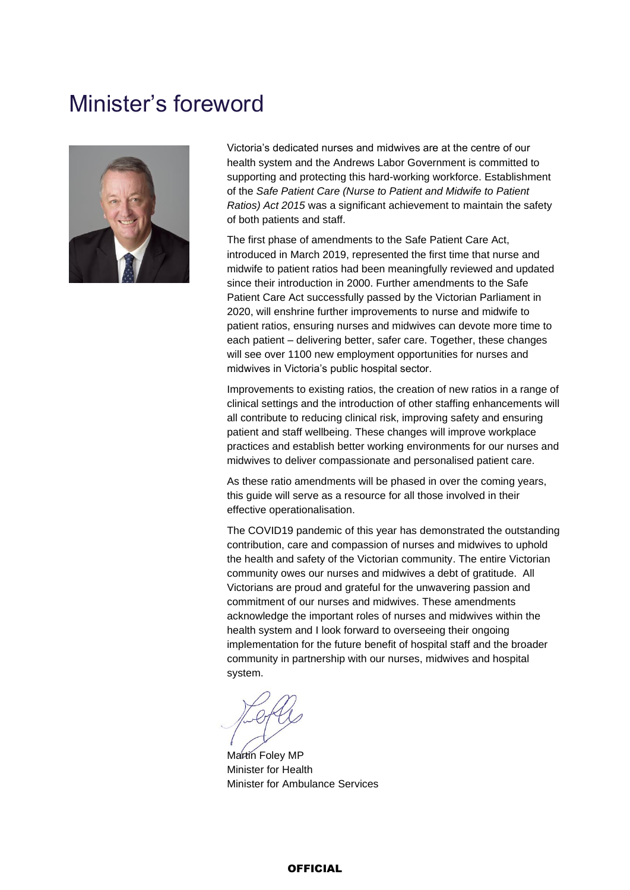# Minister's foreword

Victoria's dedicated nurses and midwives are at the centre of our health system and the Andrews Labor Government is committed to supporting and protecting this hard-working workforce. Establishment of the *Safe Patient Care (Nurse to Patient and Midwife to Patient Ratios) Act 2015* was a significant achievement to maintain the safety of both patients and staff.

The first phase of amendments to the Safe Patient Care Act, introduced in March 2019, represented the first time that nurse and midwife to patient ratios had been meaningfully reviewed and updated since their introduction in 2000. Further amendments to the Safe Patient Care Act successfully passed by the Victorian Parliament in 2020, will enshrine further improvements to nurse and midwife to patient ratios, ensuring nurses and midwives can devote more time to each patient – delivering better, safer care. Together, these changes will see over 1100 new employment opportunities for nurses and midwives in Victoria's public hospital sector.

Improvements to existing ratios, the creation of new ratios in a range of clinical settings and the introduction of other staffing enhancements will all contribute to reducing clinical risk, improving safety and ensuring patient and staff wellbeing. These changes will improve workplace practices and establish better working environments for our nurses and midwives to deliver compassionate and personalised patient care.

As these ratio amendments will be phased in over the coming years, this guide will serve as a resource for all those involved in their effective operationalisation.

The COVID19 pandemic of this year has demonstrated the outstanding contribution, care and compassion of nurses and midwives to uphold the health and safety of the Victorian community. The entire Victorian community owes our nurses and midwives a debt of gratitude. All Victorians are proud and grateful for the unwavering passion and commitment of our nurses and midwives. These amendments acknowledge the important roles of nurses and midwives within the health system and I look forward to overseeing their ongoing implementation for the future benefit of hospital staff and the broader community in partnership with our nurses, midwives and hospital system.

Martin Foley MP
Minister for Health
Minister for Ambulance Services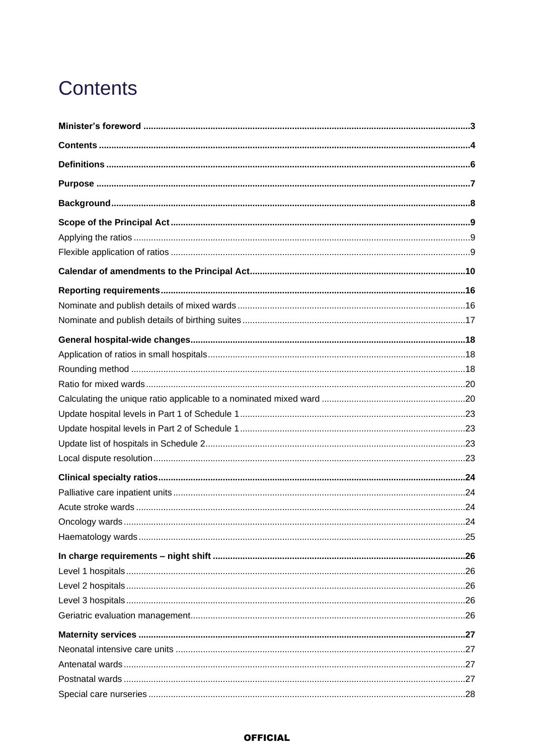# Contents

**Minister's foreword** 3

**Contents** 4

**Definitions** 6

**Purpose** 7

**Background** 8

**Scope of the Principal Act** 9

Applying the ratios 9

Flexible application of ratios 9

**Calendar of amendments to the Principal Act** 10

**Reporting requirements** 16

Nominate and publish details of mixed wards 16

Nominate and publish details of birthing suites 17

**General hospital-wide changes** 18

Application of ratios in small hospitals 18

Rounding method 18

Ratio for mixed wards 20

Calculating the unique ratio applicable to a nominated mixed ward 20

Update hospital levels in Part 1 of Schedule 1 23

Update hospital levels in Part 2 of Schedule 1 23

Update list of hospitals in Schedule 2 23

Local dispute resolution 23

**Clinical specialty ratios** 24

Palliative care inpatient units 24

Acute stroke wards 24

Oncology wards 24

Haematology wards 25

**In charge requirements – night shift** 26

Level 1 hospitals 26

Level 2 hospitals 26

Level 3 hospitals 26

Geriatric evaluation management 26

**Maternity services** 27

Neonatal intensive care units 27

Antenatal wards 27

Postnatal wards 27

Special care nurseries 28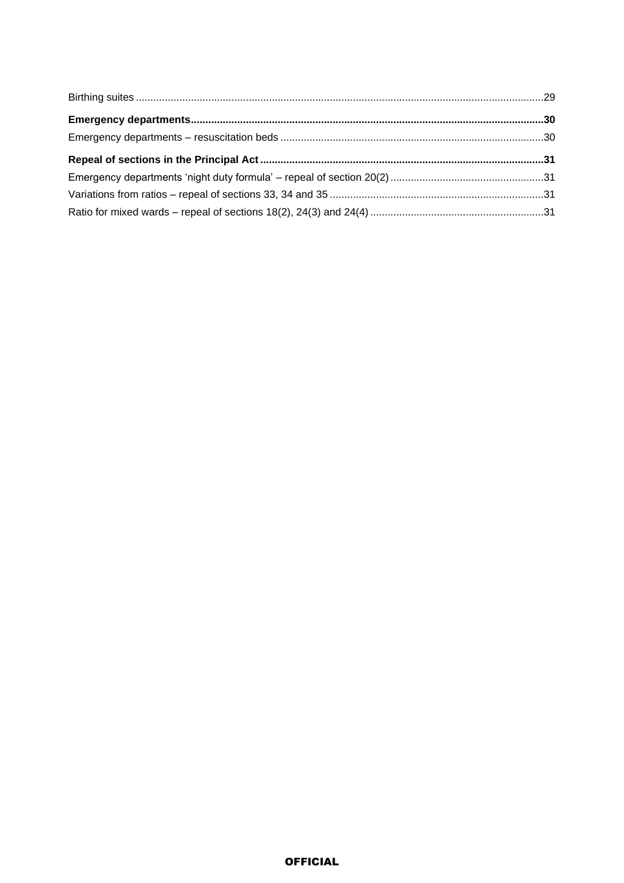Birthing suites ....................................................................................................................................29

**Emergency departments........................................................................................................................30**

Emergency departments – resuscitation beds .........................................................................................30

**Repeal of sections in the Principal Act ..................................................................................................31**

Emergency departments 'night duty formula' – repeal of section 20(2) ....................................................31

Variations from ratios – repeal of sections 33, 34 and 35 .........................................................................31

Ratio for mixed wards – repeal of sections 18(2), 24(3) and 24(4) ...........................................................31

OFFICIAL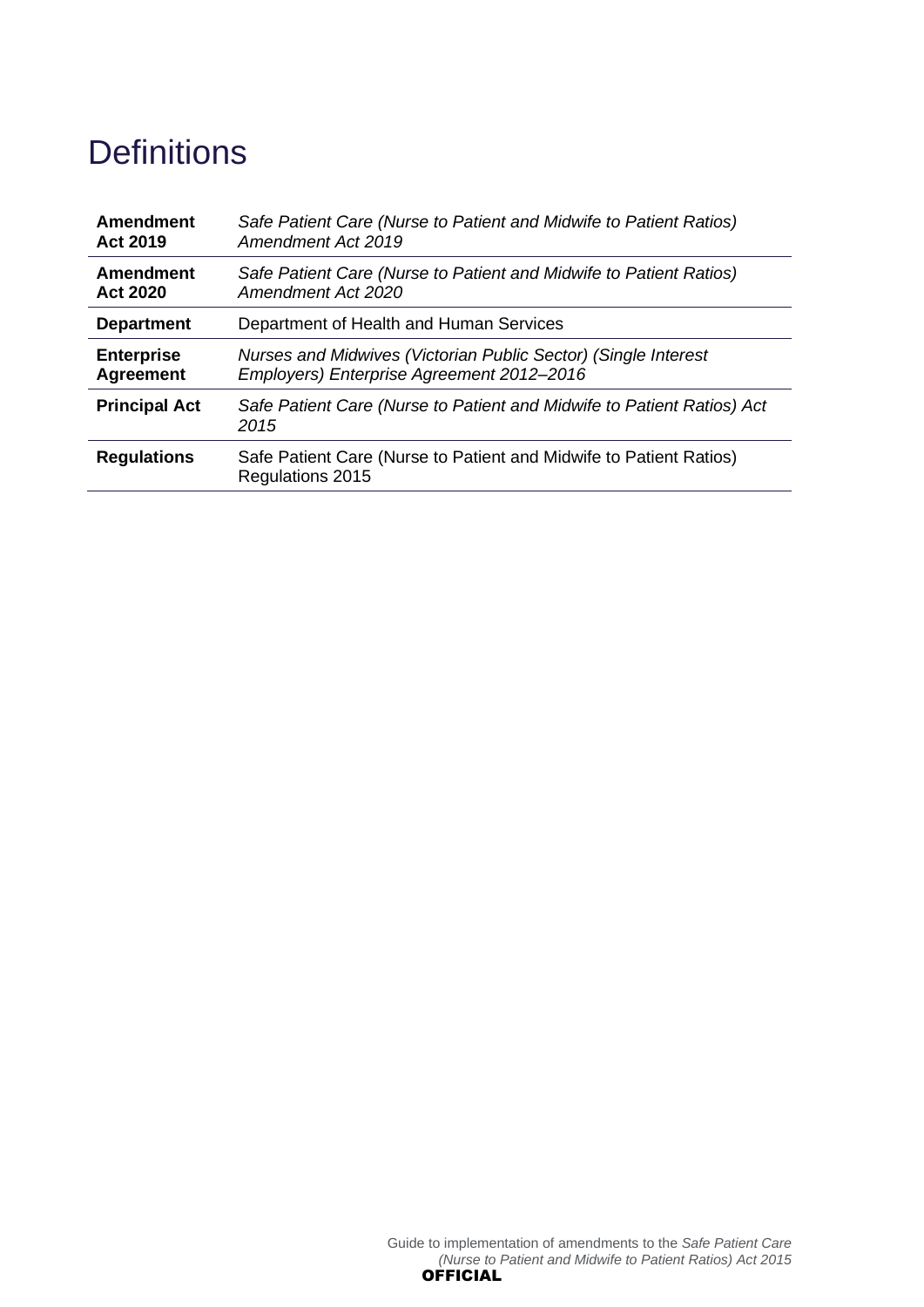# Definitions

| | |
|---|---|
| **Amendment Act 2019** | *Safe Patient Care (Nurse to Patient and Midwife to Patient Ratios) Amendment Act 2019* |
| **Amendment Act 2020** | *Safe Patient Care (Nurse to Patient and Midwife to Patient Ratios) Amendment Act 2020* |
| **Department** | Department of Health and Human Services |
| **Enterprise Agreement** | *Nurses and Midwives (Victorian Public Sector) (Single Interest Employers) Enterprise Agreement 2012–2016* |
| **Principal Act** | *Safe Patient Care (Nurse to Patient and Midwife to Patient Ratios) Act 2015* |
| **Regulations** | Safe Patient Care (Nurse to Patient and Midwife to Patient Ratios) Regulations 2015 |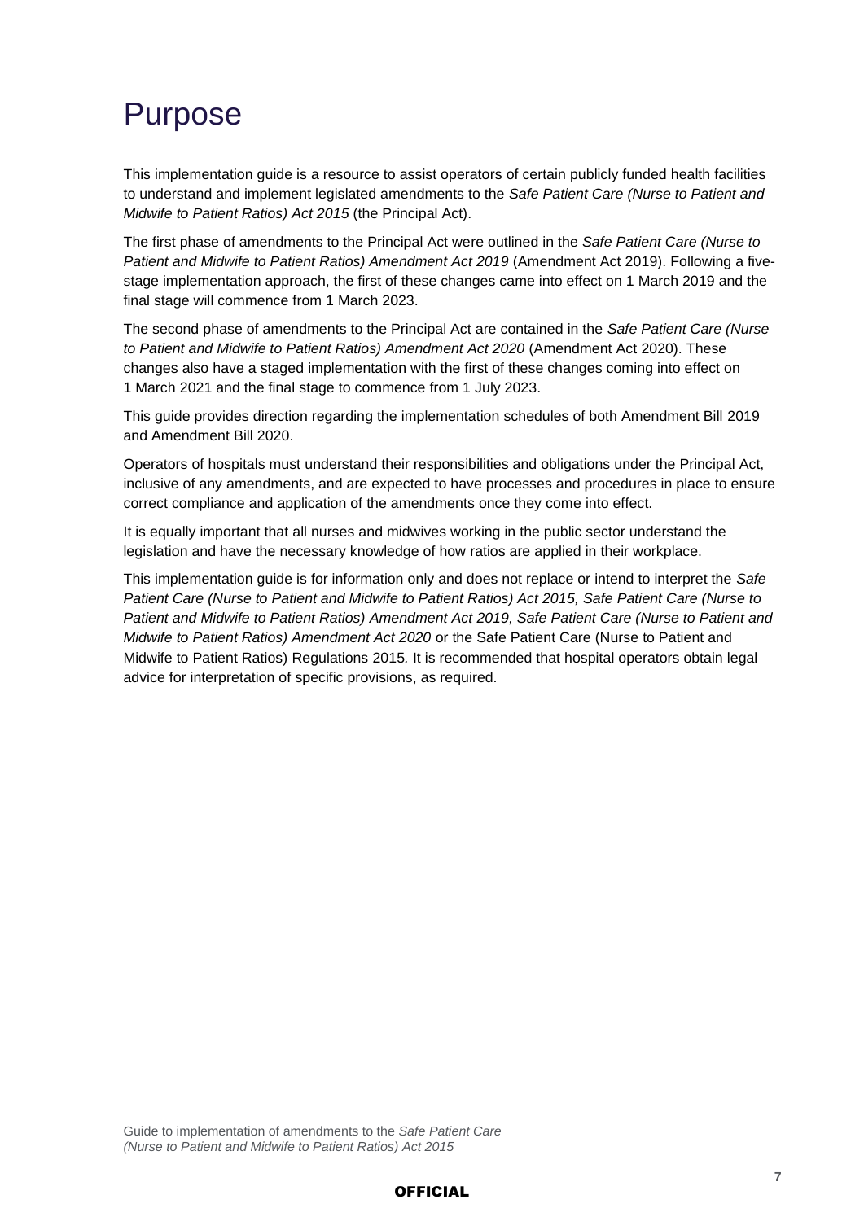# Purpose

This implementation guide is a resource to assist operators of certain publicly funded health facilities to understand and implement legislated amendments to the *Safe Patient Care (Nurse to Patient and Midwife to Patient Ratios) Act 2015* (the Principal Act).

The first phase of amendments to the Principal Act were outlined in the *Safe Patient Care (Nurse to Patient and Midwife to Patient Ratios) Amendment Act 2019* (Amendment Act 2019). Following a five-stage implementation approach, the first of these changes came into effect on 1 March 2019 and the final stage will commence from 1 March 2023.

The second phase of amendments to the Principal Act are contained in the *Safe Patient Care (Nurse to Patient and Midwife to Patient Ratios) Amendment Act 2020* (Amendment Act 2020). These changes also have a staged implementation with the first of these changes coming into effect on 1 March 2021 and the final stage to commence from 1 July 2023.

This guide provides direction regarding the implementation schedules of both Amendment Bill 2019 and Amendment Bill 2020.

Operators of hospitals must understand their responsibilities and obligations under the Principal Act, inclusive of any amendments, and are expected to have processes and procedures in place to ensure correct compliance and application of the amendments once they come into effect.

It is equally important that all nurses and midwives working in the public sector understand the legislation and have the necessary knowledge of how ratios are applied in their workplace.

This implementation guide is for information only and does not replace or intend to interpret the *Safe Patient Care (Nurse to Patient and Midwife to Patient Ratios) Act 2015, Safe Patient Care (Nurse to Patient and Midwife to Patient Ratios) Amendment Act 2019, Safe Patient Care (Nurse to Patient and Midwife to Patient Ratios) Amendment Act 2020* or the Safe Patient Care (Nurse to Patient and Midwife to Patient Ratios) Regulations 2015*.* It is recommended that hospital operators obtain legal advice for interpretation of specific provisions, as required.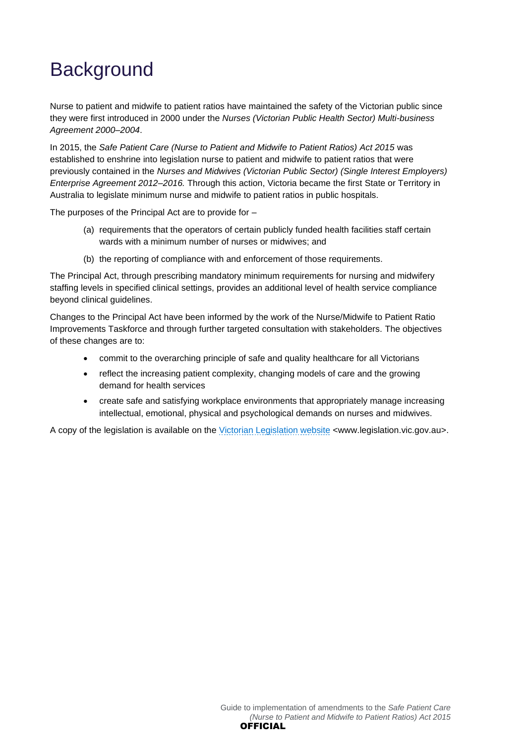# Background

Nurse to patient and midwife to patient ratios have maintained the safety of the Victorian public since they were first introduced in 2000 under the *Nurses (Victorian Public Health Sector) Multi-business Agreement 2000–2004*.

In 2015, the *Safe Patient Care (Nurse to Patient and Midwife to Patient Ratios) Act 2015* was established to enshrine into legislation nurse to patient and midwife to patient ratios that were previously contained in the *Nurses and Midwives (Victorian Public Sector) (Single Interest Employers) Enterprise Agreement 2012–2016.* Through this action, Victoria became the first State or Territory in Australia to legislate minimum nurse and midwife to patient ratios in public hospitals.

The purposes of the Principal Act are to provide for –

(a) requirements that the operators of certain publicly funded health facilities staff certain wards with a minimum number of nurses or midwives; and

(b) the reporting of compliance with and enforcement of those requirements.

The Principal Act, through prescribing mandatory minimum requirements for nursing and midwifery staffing levels in specified clinical settings, provides an additional level of health service compliance beyond clinical guidelines.

Changes to the Principal Act have been informed by the work of the Nurse/Midwife to Patient Ratio Improvements Taskforce and through further targeted consultation with stakeholders. The objectives of these changes are to:

- commit to the overarching principle of safe and quality healthcare for all Victorians
- reflect the increasing patient complexity, changing models of care and the growing demand for health services
- create safe and satisfying workplace environments that appropriately manage increasing intellectual, emotional, physical and psychological demands on nurses and midwives.

A copy of the legislation is available on the [Victorian Legislation website](http://www.legislation.vic.gov.au) <www.legislation.vic.gov.au>.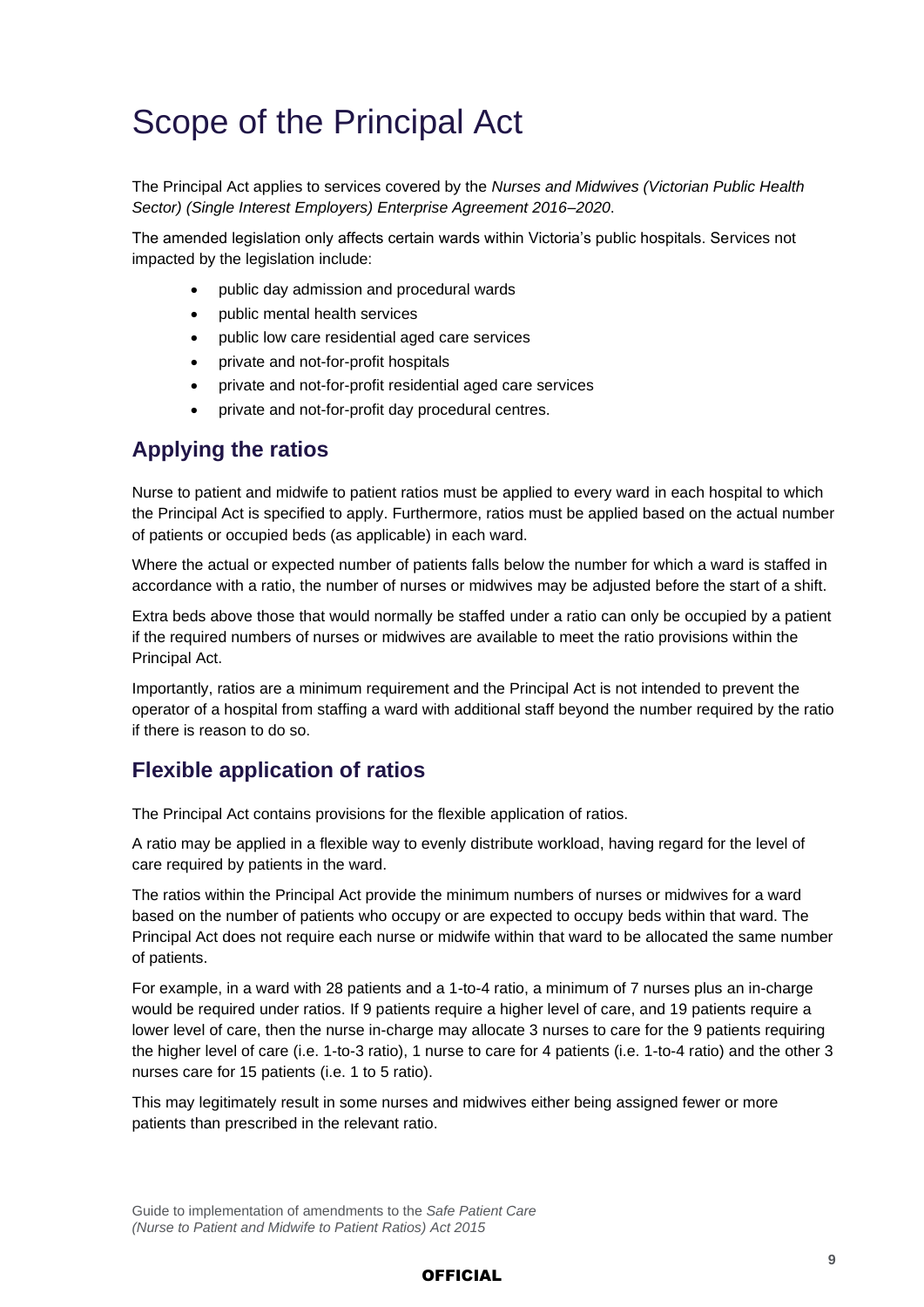# Scope of the Principal Act

The Principal Act applies to services covered by the *Nurses and Midwives (Victorian Public Health Sector) (Single Interest Employers) Enterprise Agreement 2016–2020*.

The amended legislation only affects certain wards within Victoria's public hospitals. Services not impacted by the legislation include:

- public day admission and procedural wards
- public mental health services
- public low care residential aged care services
- private and not-for-profit hospitals
- private and not-for-profit residential aged care services
- private and not-for-profit day procedural centres.

## Applying the ratios

Nurse to patient and midwife to patient ratios must be applied to every ward in each hospital to which the Principal Act is specified to apply. Furthermore, ratios must be applied based on the actual number of patients or occupied beds (as applicable) in each ward.

Where the actual or expected number of patients falls below the number for which a ward is staffed in accordance with a ratio, the number of nurses or midwives may be adjusted before the start of a shift.

Extra beds above those that would normally be staffed under a ratio can only be occupied by a patient if the required numbers of nurses or midwives are available to meet the ratio provisions within the Principal Act.

Importantly, ratios are a minimum requirement and the Principal Act is not intended to prevent the operator of a hospital from staffing a ward with additional staff beyond the number required by the ratio if there is reason to do so.

## Flexible application of ratios

The Principal Act contains provisions for the flexible application of ratios.

A ratio may be applied in a flexible way to evenly distribute workload, having regard for the level of care required by patients in the ward.

The ratios within the Principal Act provide the minimum numbers of nurses or midwives for a ward based on the number of patients who occupy or are expected to occupy beds within that ward. The Principal Act does not require each nurse or midwife within that ward to be allocated the same number of patients.

For example, in a ward with 28 patients and a 1-to-4 ratio, a minimum of 7 nurses plus an in-charge would be required under ratios. If 9 patients require a higher level of care, and 19 patients require a lower level of care, then the nurse in-charge may allocate 3 nurses to care for the 9 patients requiring the higher level of care (i.e. 1-to-3 ratio), 1 nurse to care for 4 patients (i.e. 1-to-4 ratio) and the other 3 nurses care for 15 patients (i.e. 1 to 5 ratio).

This may legitimately result in some nurses and midwives either being assigned fewer or more patients than prescribed in the relevant ratio.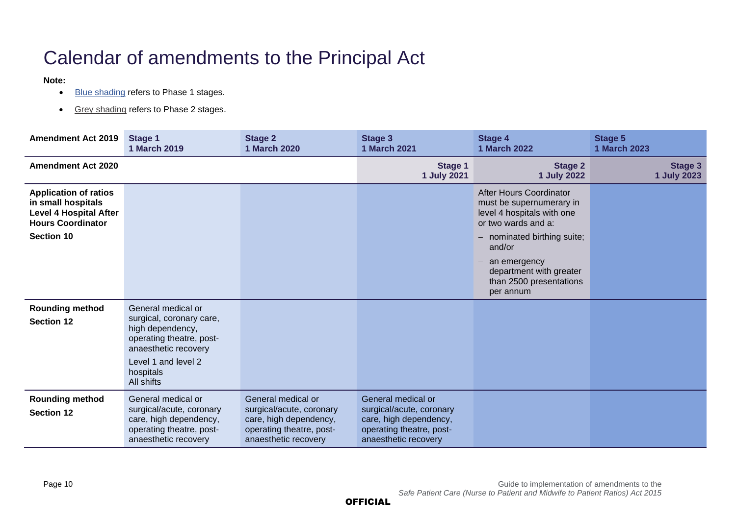# Calendar of amendments to the Principal Act

**Note:**

- Blue shading refers to Phase 1 stages.
- Grey shading refers to Phase 2 stages.

| **Amendment Act 2019** | **Stage 1**<br>**1 March 2019** | **Stage 2**<br>**1 March 2020** | **Stage 3**<br>**1 March 2021** | **Stage 4**<br>**1 March 2022** | **Stage 5**<br>**1 March 2023** |
|---|---|---|---|---|---|
| **Amendment Act 2020** | | | **Stage 1**<br>**1 July 2021** | **Stage 2**<br>**1 July 2022** | **Stage 3**<br>**1 July 2023** |
| **Application of ratios in small hospitals Level 4 Hospital After Hours Coordinator**<br>**Section 10** | | | | After Hours Coordinator must be supernumerary in level 4 hospitals with one or two wards and a:<br>– nominated birthing suite; and/or<br>– an emergency department with greater than 2500 presentations per annum | |
| **Rounding method**<br>**Section 12** | General medical or surgical, coronary care, high dependency, operating theatre, post-anaesthetic recovery<br>Level 1 and level 2 hospitals<br>All shifts | | | | |
| **Rounding method**<br>**Section 12** | General medical or surgical/acute, coronary care, high dependency, operating theatre, post-anaesthetic recovery | General medical or surgical/acute, coronary care, high dependency, operating theatre, post-anaesthetic recovery | General medical or surgical/acute, coronary care, high dependency, operating theatre, post-anaesthetic recovery | | |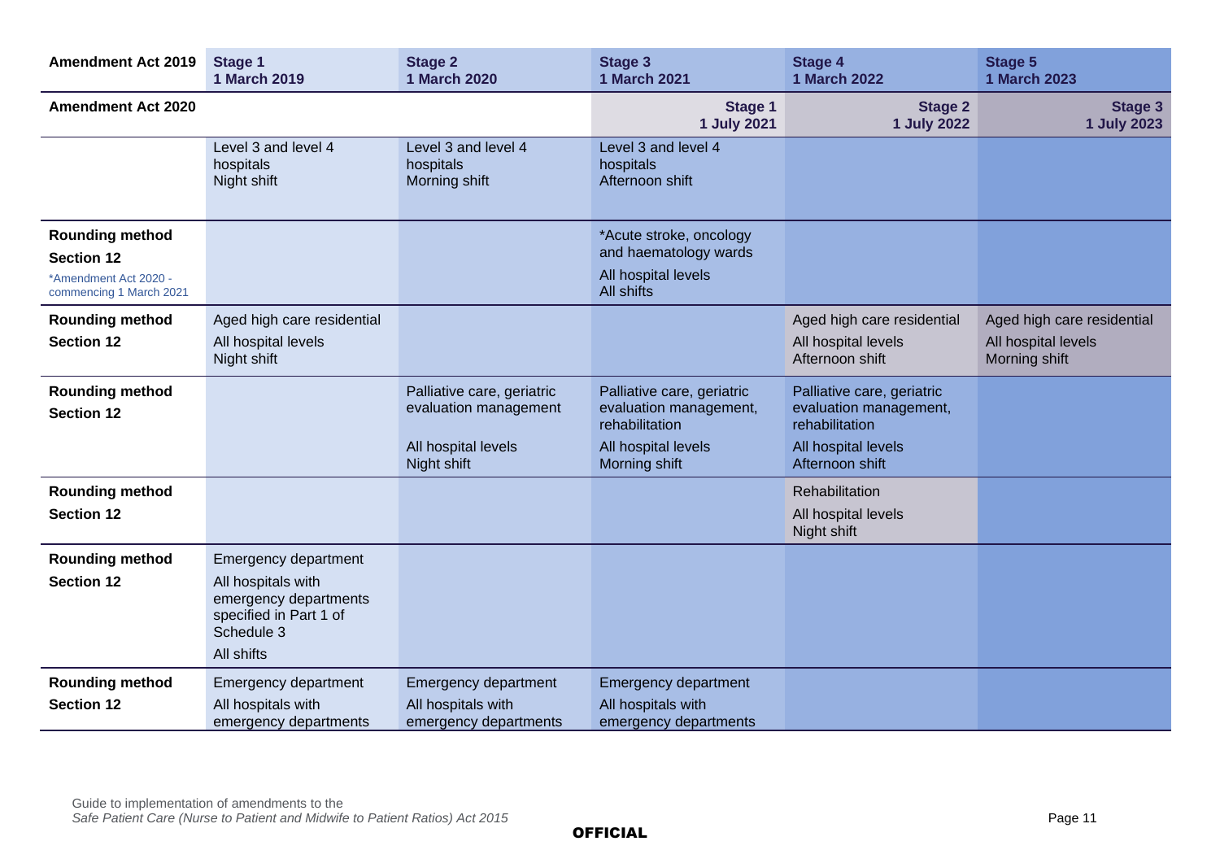| Amendment Act 2019 | Stage 1<br>1 March 2019 | Stage 2<br>1 March 2020 | Stage 3<br>1 March 2021 | Stage 4<br>1 March 2022 | Stage 5<br>1 March 2023 |
|---|---|---|---|---|---|
| **Amendment Act 2020** | | | **Stage 1**<br>**1 July 2021** | **Stage 2**<br>**1 July 2022** | **Stage 3**<br>**1 July 2023** |
| | Level 3 and level 4 hospitals<br>Night shift | Level 3 and level 4 hospitals<br>Morning shift | Level 3 and level 4 hospitals<br>Afternoon shift | | |
| **Rounding method**<br>**Section 12**<br>*Amendment Act 2020 - commencing 1 March 2021 | | | *Acute stroke, oncology and haematology wards<br>All hospital levels<br>All shifts | | |
| **Rounding method**<br>**Section 12** | Aged high care residential<br>All hospital levels<br>Night shift | | | Aged high care residential<br>All hospital levels<br>Afternoon shift | Aged high care residential<br>All hospital levels<br>Morning shift |
| **Rounding method**<br>**Section 12** | | Palliative care, geriatric evaluation management<br>All hospital levels<br>Night shift | Palliative care, geriatric evaluation management, rehabilitation<br>All hospital levels<br>Morning shift | Palliative care, geriatric evaluation management, rehabilitation<br>All hospital levels<br>Afternoon shift | |
| **Rounding method**<br>**Section 12** | | | | Rehabilitation<br>All hospital levels<br>Night shift | |
| **Rounding method**<br>**Section 12** | Emergency department<br>All hospitals with emergency departments specified in Part 1 of Schedule 3<br>All shifts | | | | |
| **Rounding method**<br>**Section 12** | Emergency department<br>All hospitals with emergency departments | Emergency department<br>All hospitals with emergency departments | Emergency department<br>All hospitals with emergency departments | | |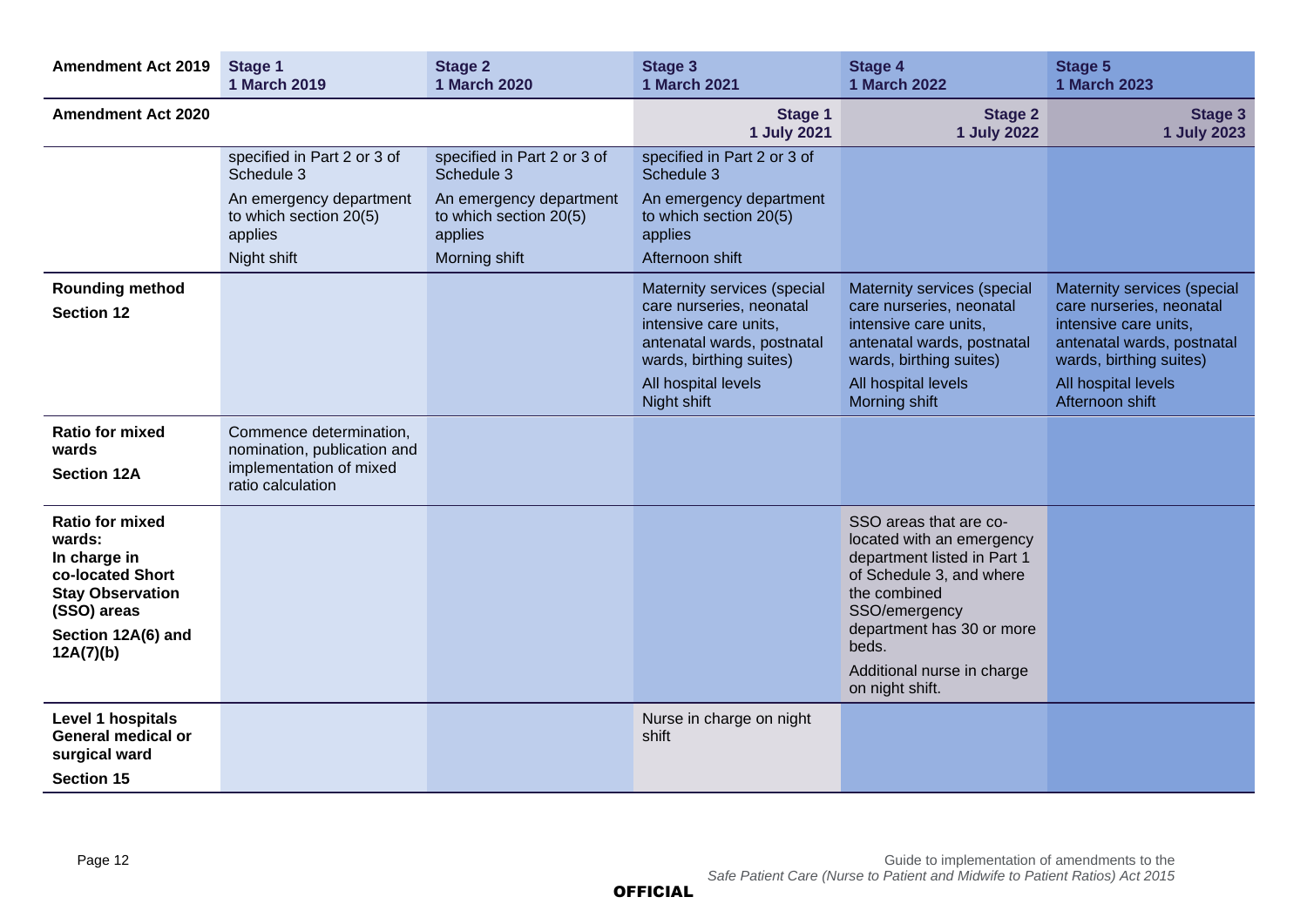| Amendment Act 2019 | Stage 1<br>1 March 2019 | Stage 2<br>1 March 2020 | Stage 3<br>1 March 2021 | Stage 4<br>1 March 2022 | Stage 5<br>1 March 2023 |
|---|---|---|---|---|---|
| **Amendment Act 2020** | | | **Stage 1<br>1 July 2021** | **Stage 2<br>1 July 2022** | **Stage 3<br>1 July 2023** |
| | specified in Part 2 or 3 of Schedule 3<br>An emergency department to which section 20(5) applies<br>Night shift | specified in Part 2 or 3 of Schedule 3<br>An emergency department to which section 20(5) applies<br>Morning shift | specified in Part 2 or 3 of Schedule 3<br>An emergency department to which section 20(5) applies<br>Afternoon shift | | |
| **Rounding method**<br>**Section 12** | | | Maternity services (special care nurseries, neonatal intensive care units, antenatal wards, postnatal wards, birthing suites)<br>All hospital levels<br>Night shift | Maternity services (special care nurseries, neonatal intensive care units, antenatal wards, postnatal wards, birthing suites)<br>All hospital levels<br>Morning shift | Maternity services (special care nurseries, neonatal intensive care units, antenatal wards, postnatal wards, birthing suites)<br>All hospital levels<br>Afternoon shift |
| **Ratio for mixed wards**<br>**Section 12A** | Commence determination, nomination, publication and implementation of mixed ratio calculation | | | | |
| **Ratio for mixed wards: In charge in co-located Short Stay Observation (SSO) areas**<br>**Section 12A(6) and 12A(7)(b)** | | | | SSO areas that are co-located with an emergency department listed in Part 1 of Schedule 3, and where the combined SSO/emergency department has 30 or more beds.<br>Additional nurse in charge on night shift. | |
| **Level 1 hospitals General medical or surgical ward**<br>**Section 15** | | | Nurse in charge on night shift | | |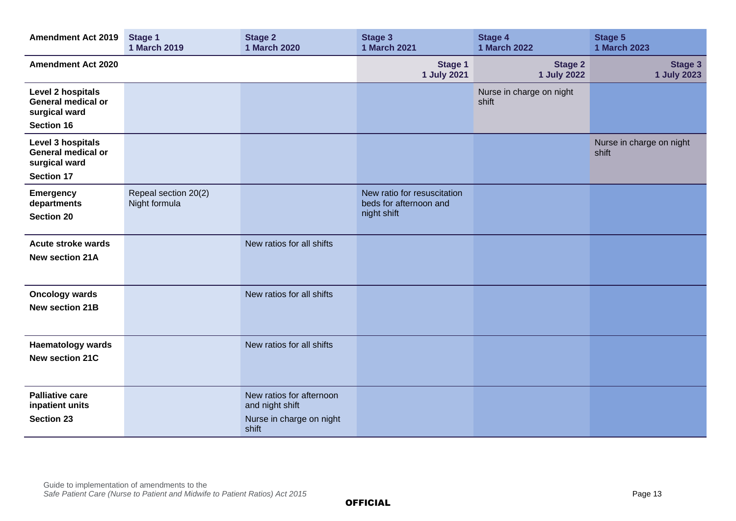| Amendment Act 2019 | Stage 1 1 March 2019 | Stage 2 1 March 2020 | Stage 3 1 March 2021 | Stage 4 1 March 2022 | Stage 5 1 March 2023 |
|---|---|---|---|---|---|
| **Amendment Act 2020** | | | **Stage 1 1 July 2021** | **Stage 2 1 July 2022** | **Stage 3 1 July 2023** |
| **Level 2 hospitals General medical or surgical ward Section 16** | | | | Nurse in charge on night shift | |
| **Level 3 hospitals General medical or surgical ward Section 17** | | | | | Nurse in charge on night shift |
| **Emergency departments Section 20** | Repeal section 20(2) Night formula | | New ratio for resuscitation beds for afternoon and night shift | | |
| **Acute stroke wards New section 21A** | | New ratios for all shifts | | | |
| **Oncology wards New section 21B** | | New ratios for all shifts | | | |
| **Haematology wards New section 21C** | | New ratios for all shifts | | | |
| **Palliative care inpatient units Section 23** | | New ratios for afternoon and night shift<br>Nurse in charge on night shift | | | |

OFFICIAL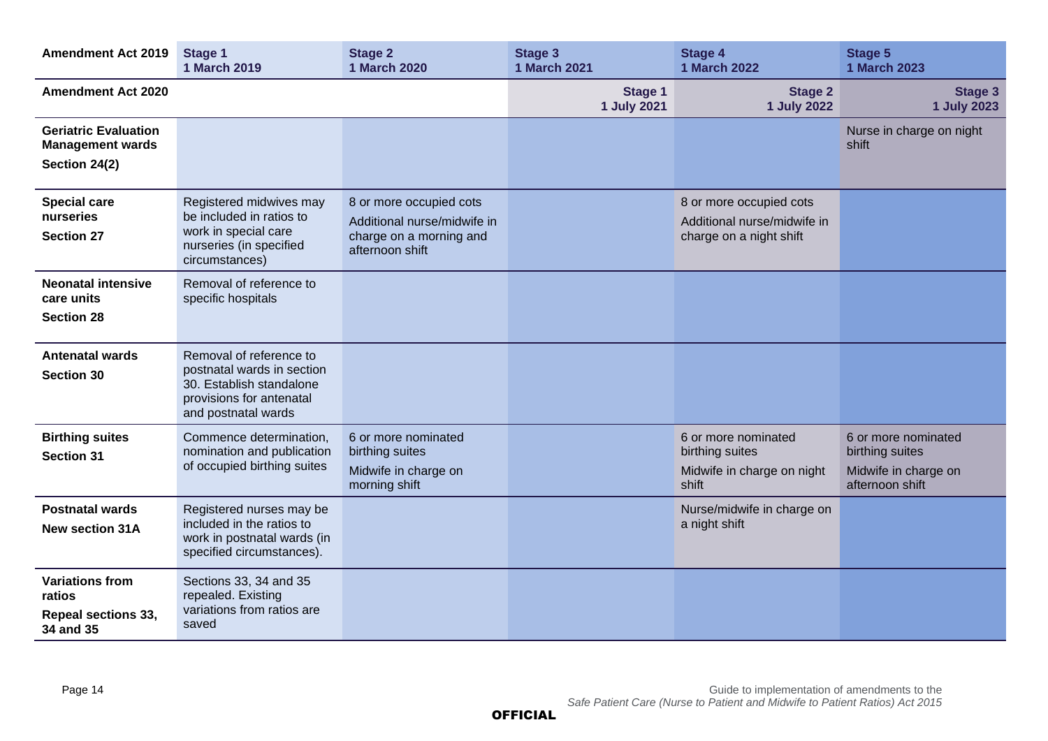| Amendment Act 2019 | Stage 1<br>1 March 2019 | Stage 2<br>1 March 2020 | Stage 3<br>1 March 2021 | Stage 4<br>1 March 2022 | Stage 5<br>1 March 2023 |
|---|---|---|---|---|---|
| **Amendment Act 2020** | | | **Stage 1**<br>**1 July 2021** | **Stage 2**<br>**1 July 2022** | **Stage 3**<br>**1 July 2023** |
| **Geriatric Evaluation Management wards**<br>**Section 24(2)** | | | | | Nurse in charge on night shift |
| **Special care nurseries**<br>**Section 27** | Registered midwives may be included in ratios to work in special care nurseries (in specified circumstances) | 8 or more occupied cots<br>Additional nurse/midwife in charge on a morning and afternoon shift | | 8 or more occupied cots<br>Additional nurse/midwife in charge on a night shift | |
| **Neonatal intensive care units**<br>**Section 28** | Removal of reference to specific hospitals | | | | |
| **Antenatal wards**<br>**Section 30** | Removal of reference to postnatal wards in section 30. Establish standalone provisions for antenatal and postnatal wards | | | | |
| **Birthing suites**<br>**Section 31** | Commence determination, nomination and publication of occupied birthing suites | 6 or more nominated birthing suites<br>Midwife in charge on morning shift | | 6 or more nominated birthing suites<br>Midwife in charge on night shift | 6 or more nominated birthing suites<br>Midwife in charge on afternoon shift |
| **Postnatal wards**<br>**New section 31A** | Registered nurses may be included in the ratios to work in postnatal wards (in specified circumstances). | | | Nurse/midwife in charge on a night shift | |
| **Variations from ratios**<br>**Repeal sections 33, 34 and 35** | Sections 33, 34 and 35 repealed. Existing variations from ratios are saved | | | | |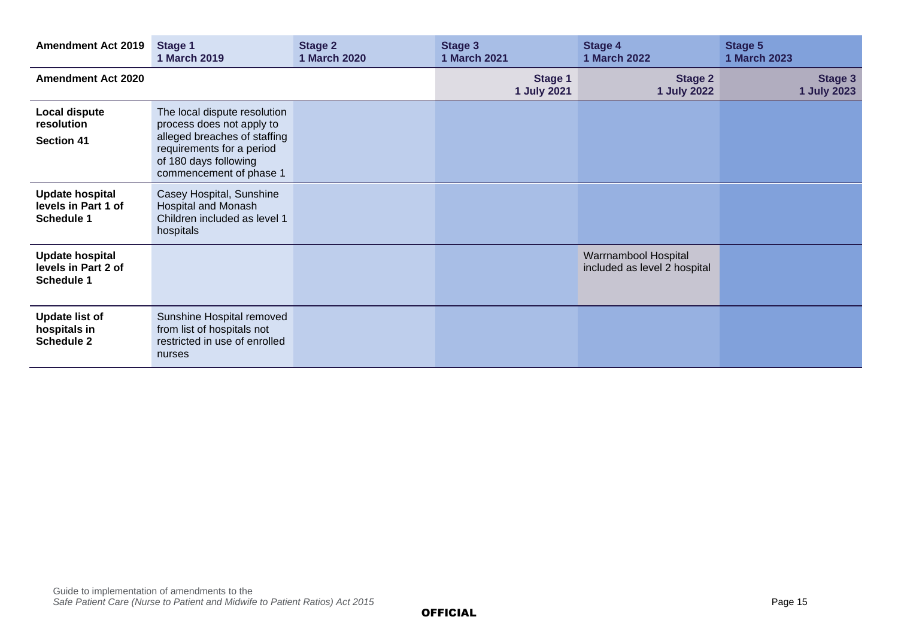| Amendment Act 2019 | Stage 1<br>1 March 2019 | Stage 2<br>1 March 2020 | Stage 3<br>1 March 2021 | Stage 4<br>1 March 2022 | Stage 5<br>1 March 2023 |
|---|---|---|---|---|---|
| **Amendment Act 2020** | | | **Stage 1<br>1 July 2021** | **Stage 2<br>1 July 2022** | **Stage 3<br>1 July 2023** |
| **Local dispute resolution**<br>**Section 41** | The local dispute resolution process does not apply to alleged breaches of staffing requirements for a period of 180 days following commencement of phase 1 | | | | |
| **Update hospital levels in Part 1 of Schedule 1** | Casey Hospital, Sunshine Hospital and Monash Children included as level 1 hospitals | | | | |
| **Update hospital levels in Part 2 of Schedule 1** | | | | Warrnambool Hospital included as level 2 hospital | |
| **Update list of hospitals in Schedule 2** | Sunshine Hospital removed from list of hospitals not restricted in use of enrolled nurses | | | | |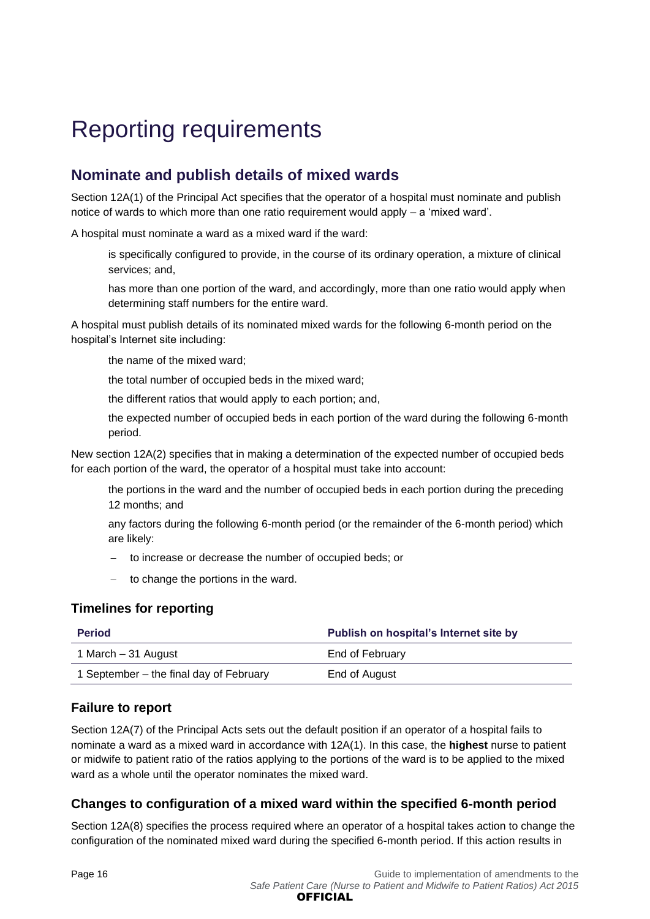# Reporting requirements

## Nominate and publish details of mixed wards

Section 12A(1) of the Principal Act specifies that the operator of a hospital must nominate and publish notice of wards to which more than one ratio requirement would apply – a 'mixed ward'.

A hospital must nominate a ward as a mixed ward if the ward:

- is specifically configured to provide, in the course of its ordinary operation, a mixture of clinical services; and,
- has more than one portion of the ward, and accordingly, more than one ratio would apply when determining staff numbers for the entire ward.

A hospital must publish details of its nominated mixed wards for the following 6-month period on the hospital's Internet site including:

- the name of the mixed ward;
- the total number of occupied beds in the mixed ward;
- the different ratios that would apply to each portion; and,
- the expected number of occupied beds in each portion of the ward during the following 6-month period.

New section 12A(2) specifies that in making a determination of the expected number of occupied beds for each portion of the ward, the operator of a hospital must take into account:

- the portions in the ward and the number of occupied beds in each portion during the preceding 12 months; and
- any factors during the following 6-month period (or the remainder of the 6-month period) which are likely:
  - to increase or decrease the number of occupied beds; or
  - to change the portions in the ward.

### Timelines for reporting

| Period | Publish on hospital's Internet site by |
|---|---|
| 1 March – 31 August | End of February |
| 1 September – the final day of February | End of August |

### Failure to report

Section 12A(7) of the Principal Acts sets out the default position if an operator of a hospital fails to nominate a ward as a mixed ward in accordance with 12A(1). In this case, the **highest** nurse to patient or midwife to patient ratio of the ratios applying to the portions of the ward is to be applied to the mixed ward as a whole until the operator nominates the mixed ward.

### Changes to configuration of a mixed ward within the specified 6-month period

Section 12A(8) specifies the process required where an operator of a hospital takes action to change the configuration of the nominated mixed ward during the specified 6-month period. If this action results in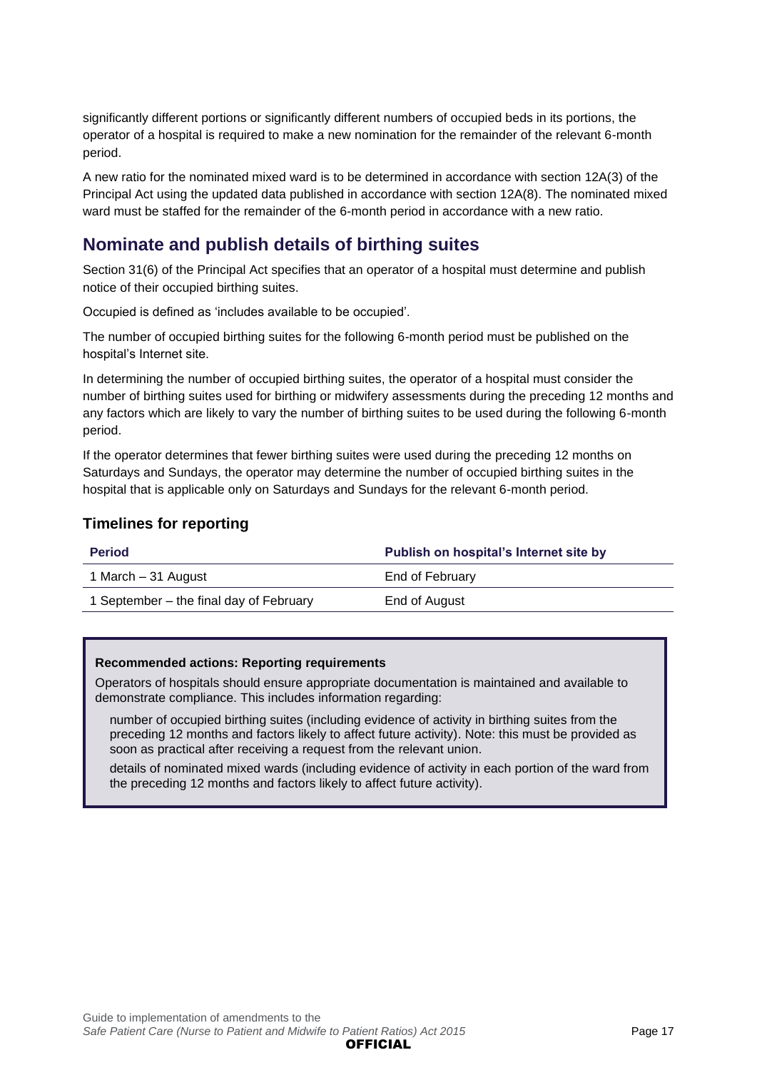significantly different portions or significantly different numbers of occupied beds in its portions, the operator of a hospital is required to make a new nomination for the remainder of the relevant 6-month period.

A new ratio for the nominated mixed ward is to be determined in accordance with section 12A(3) of the Principal Act using the updated data published in accordance with section 12A(8). The nominated mixed ward must be staffed for the remainder of the 6-month period in accordance with a new ratio.

## Nominate and publish details of birthing suites

Section 31(6) of the Principal Act specifies that an operator of a hospital must determine and publish notice of their occupied birthing suites.

Occupied is defined as 'includes available to be occupied'.

The number of occupied birthing suites for the following 6-month period must be published on the hospital's Internet site.

In determining the number of occupied birthing suites, the operator of a hospital must consider the number of birthing suites used for birthing or midwifery assessments during the preceding 12 months and any factors which are likely to vary the number of birthing suites to be used during the following 6-month period.

If the operator determines that fewer birthing suites were used during the preceding 12 months on Saturdays and Sundays, the operator may determine the number of occupied birthing suites in the hospital that is applicable only on Saturdays and Sundays for the relevant 6-month period.

### Timelines for reporting

| Period | Publish on hospital's Internet site by |
|---|---|
| 1 March – 31 August | End of February |
| 1 September – the final day of February | End of August |

**Recommended actions: Reporting requirements**

Operators of hospitals should ensure appropriate documentation is maintained and available to demonstrate compliance. This includes information regarding:

- number of occupied birthing suites (including evidence of activity in birthing suites from the preceding 12 months and factors likely to affect future activity). Note: this must be provided as soon as practical after receiving a request from the relevant union.
- details of nominated mixed wards (including evidence of activity in each portion of the ward from the preceding 12 months and factors likely to affect future activity).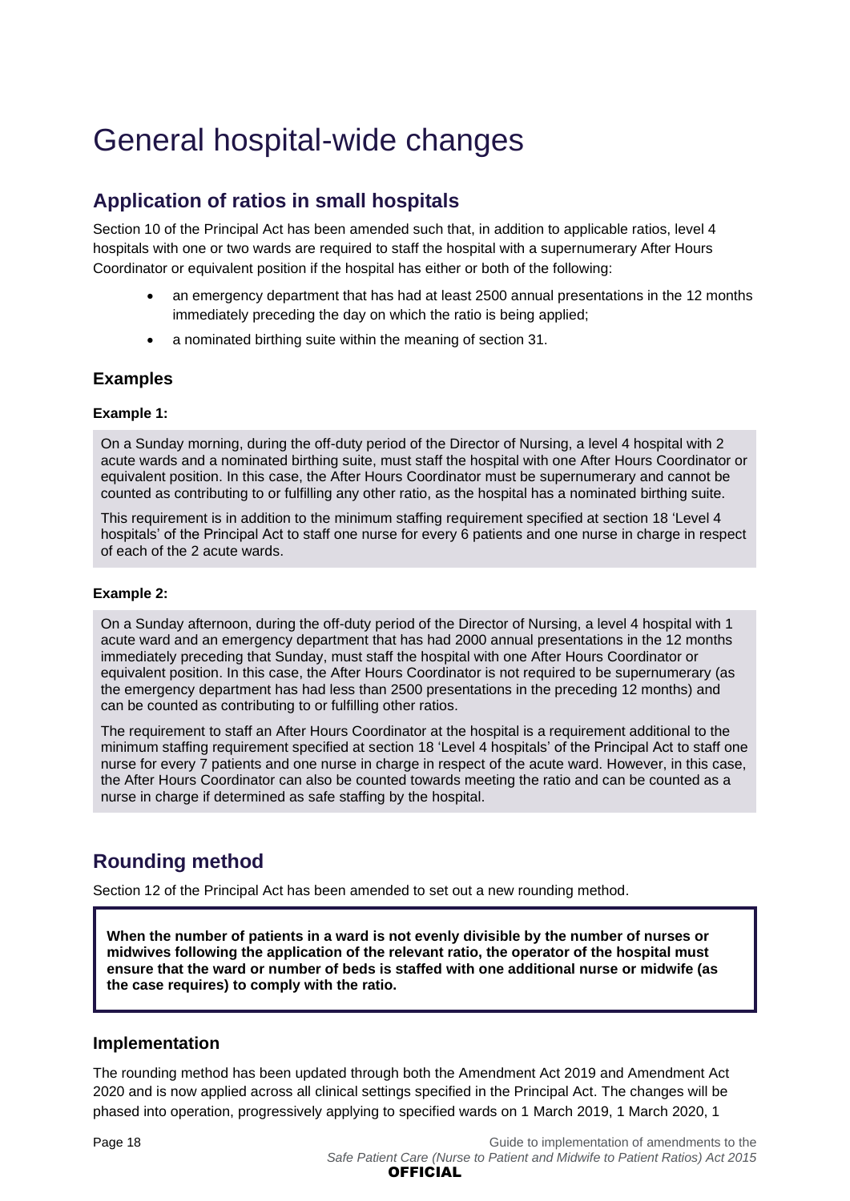# General hospital-wide changes

## Application of ratios in small hospitals

Section 10 of the Principal Act has been amended such that, in addition to applicable ratios, level 4 hospitals with one or two wards are required to staff the hospital with a supernumerary After Hours Coordinator or equivalent position if the hospital has either or both of the following:

- an emergency department that has had at least 2500 annual presentations in the 12 months immediately preceding the day on which the ratio is being applied;
- a nominated birthing suite within the meaning of section 31.

### Examples

**Example 1:**

On a Sunday morning, during the off-duty period of the Director of Nursing, a level 4 hospital with 2 acute wards and a nominated birthing suite, must staff the hospital with one After Hours Coordinator or equivalent position. In this case, the After Hours Coordinator must be supernumerary and cannot be counted as contributing to or fulfilling any other ratio, as the hospital has a nominated birthing suite.

This requirement is in addition to the minimum staffing requirement specified at section 18 'Level 4 hospitals' of the Principal Act to staff one nurse for every 6 patients and one nurse in charge in respect of each of the 2 acute wards.

**Example 2:**

On a Sunday afternoon, during the off-duty period of the Director of Nursing, a level 4 hospital with 1 acute ward and an emergency department that has had 2000 annual presentations in the 12 months immediately preceding that Sunday, must staff the hospital with one After Hours Coordinator or equivalent position. In this case, the After Hours Coordinator is not required to be supernumerary (as the emergency department has had less than 2500 presentations in the preceding 12 months) and can be counted as contributing to or fulfilling other ratios.

The requirement to staff an After Hours Coordinator at the hospital is a requirement additional to the minimum staffing requirement specified at section 18 'Level 4 hospitals' of the Principal Act to staff one nurse for every 7 patients and one nurse in charge in respect of the acute ward. However, in this case, the After Hours Coordinator can also be counted towards meeting the ratio and can be counted as a nurse in charge if determined as safe staffing by the hospital.

## Rounding method

Section 12 of the Principal Act has been amended to set out a new rounding method.

**When the number of patients in a ward is not evenly divisible by the number of nurses or midwives following the application of the relevant ratio, the operator of the hospital must ensure that the ward or number of beds is staffed with one additional nurse or midwife (as the case requires) to comply with the ratio.**

### Implementation

The rounding method has been updated through both the Amendment Act 2019 and Amendment Act 2020 and is now applied across all clinical settings specified in the Principal Act. The changes will be phased into operation, progressively applying to specified wards on 1 March 2019, 1 March 2020, 1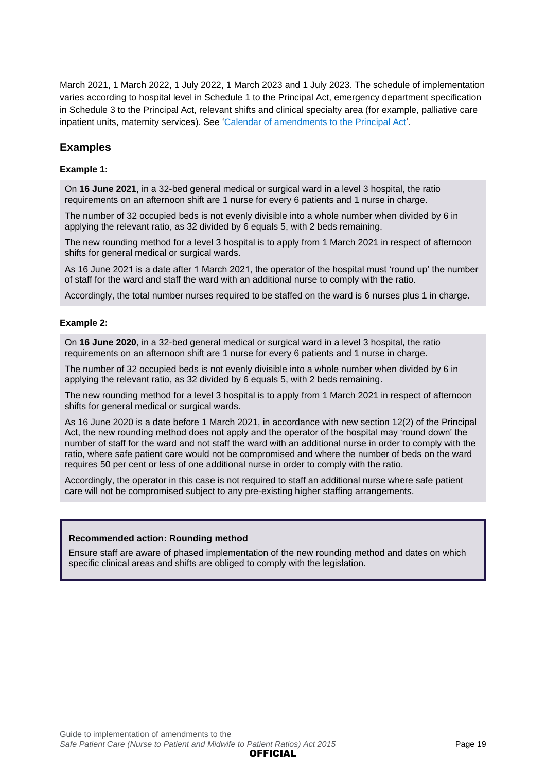March 2021, 1 March 2022, 1 July 2022, 1 March 2023 and 1 July 2023. The schedule of implementation varies according to hospital level in Schedule 1 to the Principal Act, emergency department specification in Schedule 3 to the Principal Act, relevant shifts and clinical specialty area (for example, palliative care inpatient units, maternity services). See 'Calendar of amendments to the Principal Act'.

## Examples

**Example 1:**

On **16 June 2021**, in a 32-bed general medical or surgical ward in a level 3 hospital, the ratio requirements on an afternoon shift are 1 nurse for every 6 patients and 1 nurse in charge.

The number of 32 occupied beds is not evenly divisible into a whole number when divided by 6 in applying the relevant ratio, as 32 divided by 6 equals 5, with 2 beds remaining.

The new rounding method for a level 3 hospital is to apply from 1 March 2021 in respect of afternoon shifts for general medical or surgical wards.

As 16 June 2021 is a date after 1 March 2021, the operator of the hospital must 'round up' the number of staff for the ward and staff the ward with an additional nurse to comply with the ratio.

Accordingly, the total number nurses required to be staffed on the ward is 6 nurses plus 1 in charge.

**Example 2:**

On **16 June 2020**, in a 32-bed general medical or surgical ward in a level 3 hospital, the ratio requirements on an afternoon shift are 1 nurse for every 6 patients and 1 nurse in charge.

The number of 32 occupied beds is not evenly divisible into a whole number when divided by 6 in applying the relevant ratio, as 32 divided by 6 equals 5, with 2 beds remaining.

The new rounding method for a level 3 hospital is to apply from 1 March 2021 in respect of afternoon shifts for general medical or surgical wards.

As 16 June 2020 is a date before 1 March 2021, in accordance with new section 12(2) of the Principal Act, the new rounding method does not apply and the operator of the hospital may 'round down' the number of staff for the ward and not staff the ward with an additional nurse in order to comply with the ratio, where safe patient care would not be compromised and where the number of beds on the ward requires 50 per cent or less of one additional nurse in order to comply with the ratio.

Accordingly, the operator in this case is not required to staff an additional nurse where safe patient care will not be compromised subject to any pre-existing higher staffing arrangements.

**Recommended action: Rounding method**

Ensure staff are aware of phased implementation of the new rounding method and dates on which specific clinical areas and shifts are obliged to comply with the legislation.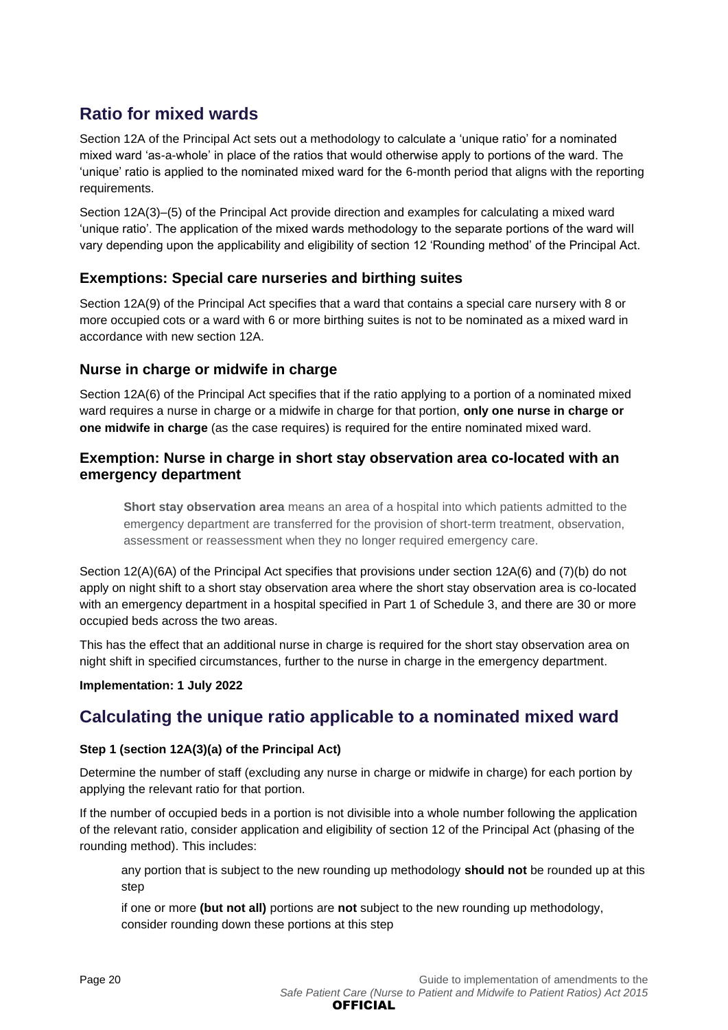## Ratio for mixed wards

Section 12A of the Principal Act sets out a methodology to calculate a 'unique ratio' for a nominated mixed ward 'as-a-whole' in place of the ratios that would otherwise apply to portions of the ward. The 'unique' ratio is applied to the nominated mixed ward for the 6-month period that aligns with the reporting requirements.

Section 12A(3)–(5) of the Principal Act provide direction and examples for calculating a mixed ward 'unique ratio'. The application of the mixed wards methodology to the separate portions of the ward will vary depending upon the applicability and eligibility of section 12 'Rounding method' of the Principal Act.

### Exemptions: Special care nurseries and birthing suites

Section 12A(9) of the Principal Act specifies that a ward that contains a special care nursery with 8 or more occupied cots or a ward with 6 or more birthing suites is not to be nominated as a mixed ward in accordance with new section 12A.

### Nurse in charge or midwife in charge

Section 12A(6) of the Principal Act specifies that if the ratio applying to a portion of a nominated mixed ward requires a nurse in charge or a midwife in charge for that portion, **only one nurse in charge or one midwife in charge** (as the case requires) is required for the entire nominated mixed ward.

### Exemption: Nurse in charge in short stay observation area co-located with an emergency department

> **Short stay observation area** means an area of a hospital into which patients admitted to the emergency department are transferred for the provision of short-term treatment, observation, assessment or reassessment when they no longer required emergency care.

Section 12(A)(6A) of the Principal Act specifies that provisions under section 12A(6) and (7)(b) do not apply on night shift to a short stay observation area where the short stay observation area is co-located with an emergency department in a hospital specified in Part 1 of Schedule 3, and there are 30 or more occupied beds across the two areas.

This has the effect that an additional nurse in charge is required for the short stay observation area on night shift in specified circumstances, further to the nurse in charge in the emergency department.

**Implementation: 1 July 2022**

## Calculating the unique ratio applicable to a nominated mixed ward

#### Step 1 (section 12A(3)(a) of the Principal Act)

Determine the number of staff (excluding any nurse in charge or midwife in charge) for each portion by applying the relevant ratio for that portion.

If the number of occupied beds in a portion is not divisible into a whole number following the application of the relevant ratio, consider application and eligibility of section 12 of the Principal Act (phasing of the rounding method). This includes:

- any portion that is subject to the new rounding up methodology **should not** be rounded up at this step
- if one or more **(but not all)** portions are **not** subject to the new rounding up methodology, consider rounding down these portions at this step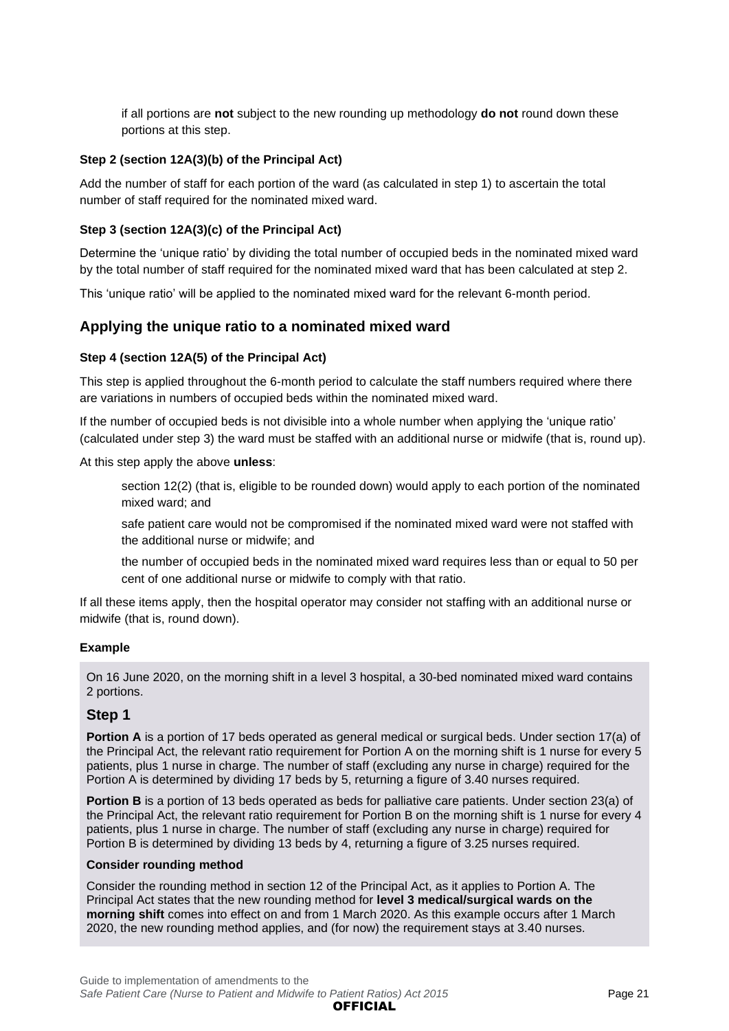if all portions are **not** subject to the new rounding up methodology **do not** round down these portions at this step.

#### Step 2 (section 12A(3)(b) of the Principal Act)

Add the number of staff for each portion of the ward (as calculated in step 1) to ascertain the total number of staff required for the nominated mixed ward.

#### Step 3 (section 12A(3)(c) of the Principal Act)

Determine the 'unique ratio' by dividing the total number of occupied beds in the nominated mixed ward by the total number of staff required for the nominated mixed ward that has been calculated at step 2.

This 'unique ratio' will be applied to the nominated mixed ward for the relevant 6-month period.

### Applying the unique ratio to a nominated mixed ward

#### Step 4 (section 12A(5) of the Principal Act)

This step is applied throughout the 6-month period to calculate the staff numbers required where there are variations in numbers of occupied beds within the nominated mixed ward.

If the number of occupied beds is not divisible into a whole number when applying the 'unique ratio' (calculated under step 3) the ward must be staffed with an additional nurse or midwife (that is, round up).

At this step apply the above **unless**:

- section 12(2) (that is, eligible to be rounded down) would apply to each portion of the nominated mixed ward; and
- safe patient care would not be compromised if the nominated mixed ward were not staffed with the additional nurse or midwife; and
- the number of occupied beds in the nominated mixed ward requires less than or equal to 50 per cent of one additional nurse or midwife to comply with that ratio.

If all these items apply, then the hospital operator may consider not staffing with an additional nurse or midwife (that is, round down).

#### Example

On 16 June 2020, on the morning shift in a level 3 hospital, a 30-bed nominated mixed ward contains 2 portions.

### Step 1

**Portion A** is a portion of 17 beds operated as general medical or surgical beds. Under section 17(a) of the Principal Act, the relevant ratio requirement for Portion A on the morning shift is 1 nurse for every 5 patients, plus 1 nurse in charge. The number of staff (excluding any nurse in charge) required for the Portion A is determined by dividing 17 beds by 5, returning a figure of 3.40 nurses required.

**Portion B** is a portion of 13 beds operated as beds for palliative care patients. Under section 23(a) of the Principal Act, the relevant ratio requirement for Portion B on the morning shift is 1 nurse for every 4 patients, plus 1 nurse in charge. The number of staff (excluding any nurse in charge) required for Portion B is determined by dividing 13 beds by 4, returning a figure of 3.25 nurses required.

#### Consider rounding method

Consider the rounding method in section 12 of the Principal Act, as it applies to Portion A. The Principal Act states that the new rounding method for **level 3 medical/surgical wards on the morning shift** comes into effect on and from 1 March 2020. As this example occurs after 1 March 2020, the new rounding method applies, and (for now) the requirement stays at 3.40 nurses.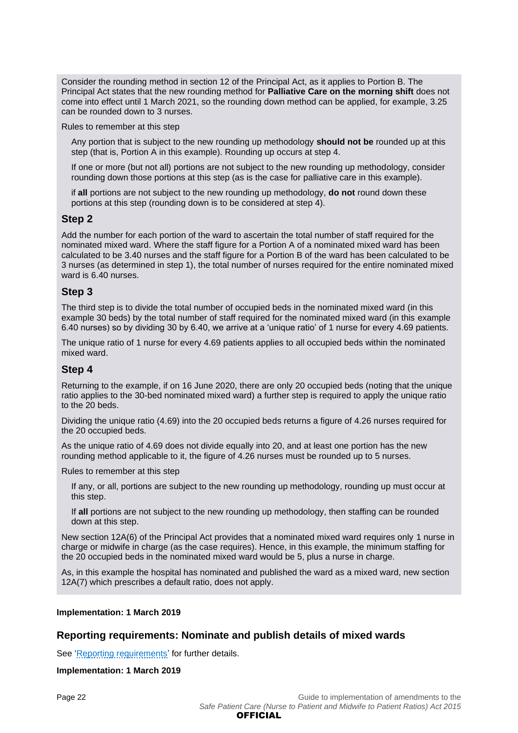Consider the rounding method in section 12 of the Principal Act, as it applies to Portion B. The Principal Act states that the new rounding method for **Palliative Care on the morning shift** does not come into effect until 1 March 2021, so the rounding down method can be applied, for example, 3.25 can be rounded down to 3 nurses.

Rules to remember at this step

Any portion that is subject to the new rounding up methodology **should not be** rounded up at this step (that is, Portion A in this example). Rounding up occurs at step 4.

If one or more (but not all) portions are not subject to the new rounding up methodology, consider rounding down those portions at this step (as is the case for palliative care in this example).

if **all** portions are not subject to the new rounding up methodology, **do not** round down these portions at this step (rounding down is to be considered at step 4).

### Step 2

Add the number for each portion of the ward to ascertain the total number of staff required for the nominated mixed ward. Where the staff figure for a Portion A of a nominated mixed ward has been calculated to be 3.40 nurses and the staff figure for a Portion B of the ward has been calculated to be 3 nurses (as determined in step 1), the total number of nurses required for the entire nominated mixed ward is 6.40 nurses.

### Step 3

The third step is to divide the total number of occupied beds in the nominated mixed ward (in this example 30 beds) by the total number of staff required for the nominated mixed ward (in this example 6.40 nurses) so by dividing 30 by 6.40, we arrive at a 'unique ratio' of 1 nurse for every 4.69 patients.

The unique ratio of 1 nurse for every 4.69 patients applies to all occupied beds within the nominated mixed ward.

### Step 4

Returning to the example, if on 16 June 2020, there are only 20 occupied beds (noting that the unique ratio applies to the 30-bed nominated mixed ward) a further step is required to apply the unique ratio to the 20 beds.

Dividing the unique ratio (4.69) into the 20 occupied beds returns a figure of 4.26 nurses required for the 20 occupied beds.

As the unique ratio of 4.69 does not divide equally into 20, and at least one portion has the new rounding method applicable to it, the figure of 4.26 nurses must be rounded up to 5 nurses.

Rules to remember at this step

If any, or all, portions are subject to the new rounding up methodology, rounding up must occur at this step.

If **all** portions are not subject to the new rounding up methodology, then staffing can be rounded down at this step.

New section 12A(6) of the Principal Act provides that a nominated mixed ward requires only 1 nurse in charge or midwife in charge (as the case requires). Hence, in this example, the minimum staffing for the 20 occupied beds in the nominated mixed ward would be 5, plus a nurse in charge.

As, in this example the hospital has nominated and published the ward as a mixed ward, new section 12A(7) which prescribes a default ratio, does not apply.

**Implementation: 1 March 2019**

## Reporting requirements: Nominate and publish details of mixed wards

See 'Reporting requirements' for further details.

**Implementation: 1 March 2019**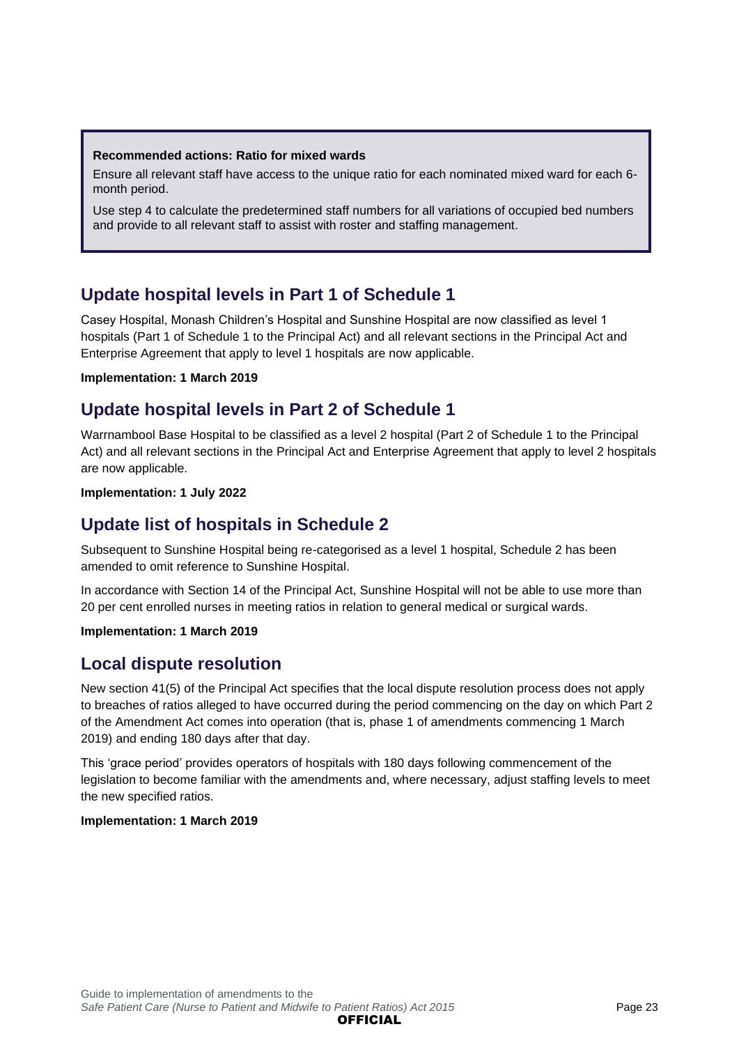> **Recommended actions: Ratio for mixed wards**
>
> Ensure all relevant staff have access to the unique ratio for each nominated mixed ward for each 6-month period.
>
> Use step 4 to calculate the predetermined staff numbers for all variations of occupied bed numbers and provide to all relevant staff to assist with roster and staffing management.

## Update hospital levels in Part 1 of Schedule 1

Casey Hospital, Monash Children's Hospital and Sunshine Hospital are now classified as level 1 hospitals (Part 1 of Schedule 1 to the Principal Act) and all relevant sections in the Principal Act and Enterprise Agreement that apply to level 1 hospitals are now applicable.

**Implementation: 1 March 2019**

## Update hospital levels in Part 2 of Schedule 1

Warrnambool Base Hospital to be classified as a level 2 hospital (Part 2 of Schedule 1 to the Principal Act) and all relevant sections in the Principal Act and Enterprise Agreement that apply to level 2 hospitals are now applicable.

**Implementation: 1 July 2022**

## Update list of hospitals in Schedule 2

Subsequent to Sunshine Hospital being re-categorised as a level 1 hospital, Schedule 2 has been amended to omit reference to Sunshine Hospital.

In accordance with Section 14 of the Principal Act, Sunshine Hospital will not be able to use more than 20 per cent enrolled nurses in meeting ratios in relation to general medical or surgical wards.

**Implementation: 1 March 2019**

## Local dispute resolution

New section 41(5) of the Principal Act specifies that the local dispute resolution process does not apply to breaches of ratios alleged to have occurred during the period commencing on the day on which Part 2 of the Amendment Act comes into operation (that is, phase 1 of amendments commencing 1 March 2019) and ending 180 days after that day.

This 'grace period' provides operators of hospitals with 180 days following commencement of the legislation to become familiar with the amendments and, where necessary, adjust staffing levels to meet the new specified ratios.

**Implementation: 1 March 2019**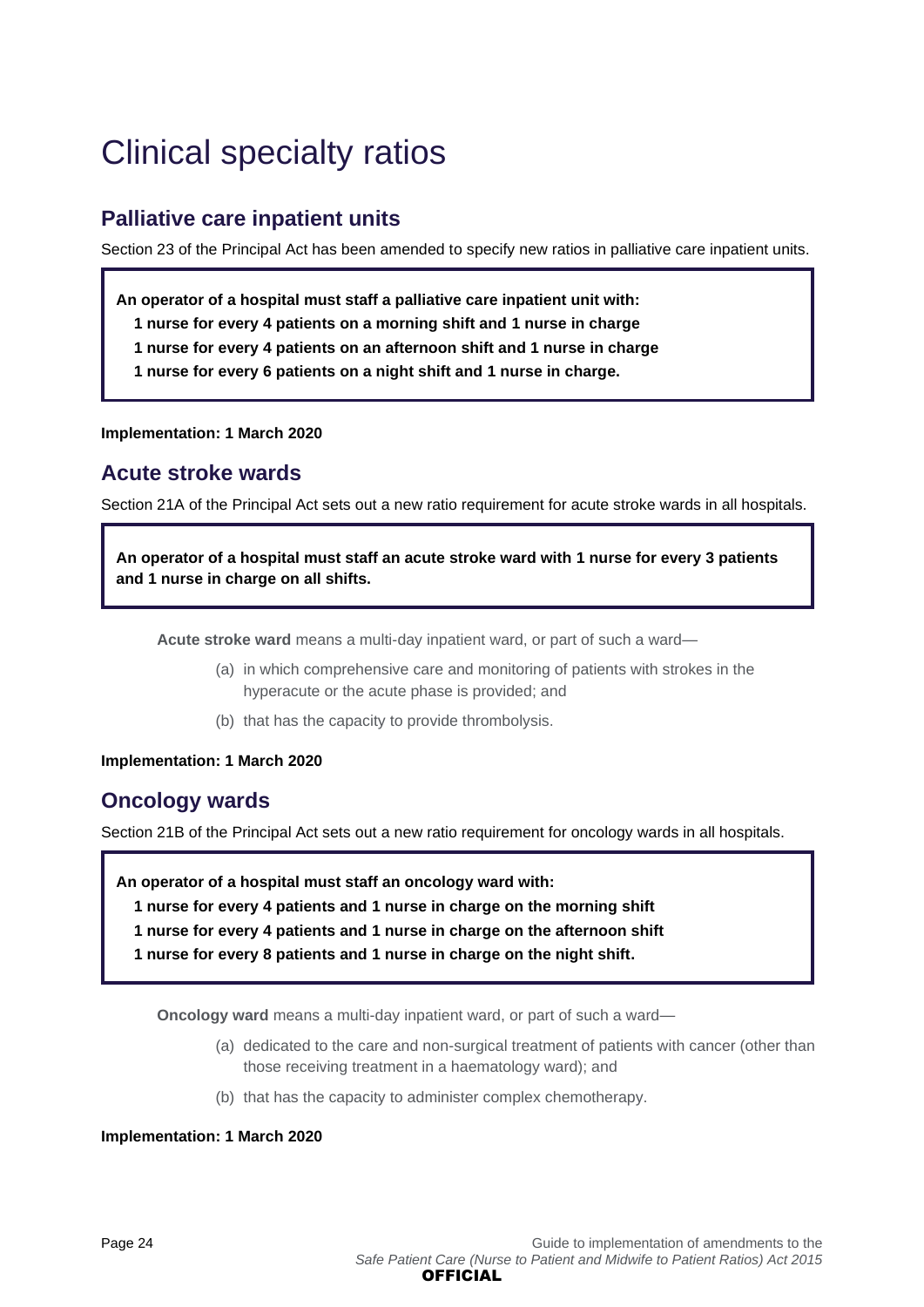# Clinical specialty ratios

## Palliative care inpatient units

Section 23 of the Principal Act has been amended to specify new ratios in palliative care inpatient units.

> **An operator of a hospital must staff a palliative care inpatient unit with:**
>
> **1 nurse for every 4 patients on a morning shift and 1 nurse in charge**
>
> **1 nurse for every 4 patients on an afternoon shift and 1 nurse in charge**
>
> **1 nurse for every 6 patients on a night shift and 1 nurse in charge.**

**Implementation: 1 March 2020**

## Acute stroke wards

Section 21A of the Principal Act sets out a new ratio requirement for acute stroke wards in all hospitals.

> **An operator of a hospital must staff an acute stroke ward with 1 nurse for every 3 patients and 1 nurse in charge on all shifts.**

**Acute stroke ward** means a multi-day inpatient ward, or part of such a ward—

(a) in which comprehensive care and monitoring of patients with strokes in the hyperacute or the acute phase is provided; and

(b) that has the capacity to provide thrombolysis.

**Implementation: 1 March 2020**

## Oncology wards

Section 21B of the Principal Act sets out a new ratio requirement for oncology wards in all hospitals.

> **An operator of a hospital must staff an oncology ward with:**
>
> **1 nurse for every 4 patients and 1 nurse in charge on the morning shift**
>
> **1 nurse for every 4 patients and 1 nurse in charge on the afternoon shift**
>
> **1 nurse for every 8 patients and 1 nurse in charge on the night shift.**

**Oncology ward** means a multi-day inpatient ward, or part of such a ward—

(a) dedicated to the care and non-surgical treatment of patients with cancer (other than those receiving treatment in a haematology ward); and

(b) that has the capacity to administer complex chemotherapy.

**Implementation: 1 March 2020**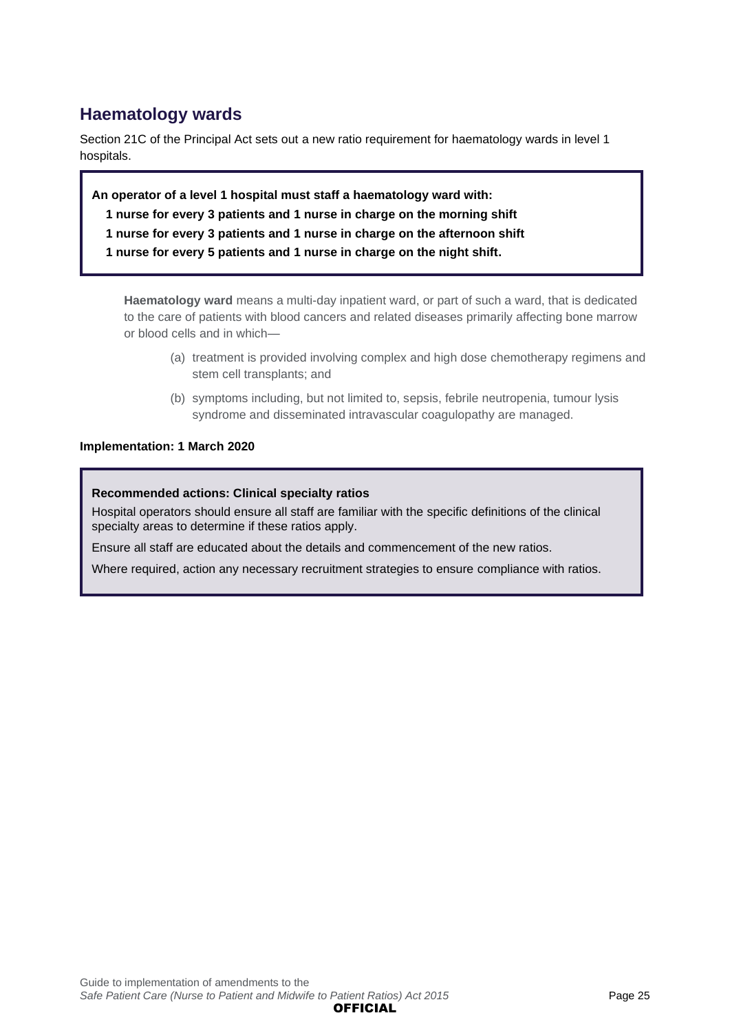## Haematology wards

Section 21C of the Principal Act sets out a new ratio requirement for haematology wards in level 1 hospitals.

**An operator of a level 1 hospital must staff a haematology ward with:**

**1 nurse for every 3 patients and 1 nurse in charge on the morning shift**

**1 nurse for every 3 patients and 1 nurse in charge on the afternoon shift**

**1 nurse for every 5 patients and 1 nurse in charge on the night shift.**

**Haematology ward** means a multi-day inpatient ward, or part of such a ward, that is dedicated to the care of patients with blood cancers and related diseases primarily affecting bone marrow or blood cells and in which—

(a) treatment is provided involving complex and high dose chemotherapy regimens and stem cell transplants; and

(b) symptoms including, but not limited to, sepsis, febrile neutropenia, tumour lysis syndrome and disseminated intravascular coagulopathy are managed.

**Implementation: 1 March 2020**

**Recommended actions: Clinical specialty ratios**

Hospital operators should ensure all staff are familiar with the specific definitions of the clinical specialty areas to determine if these ratios apply.

Ensure all staff are educated about the details and commencement of the new ratios.

Where required, action any necessary recruitment strategies to ensure compliance with ratios.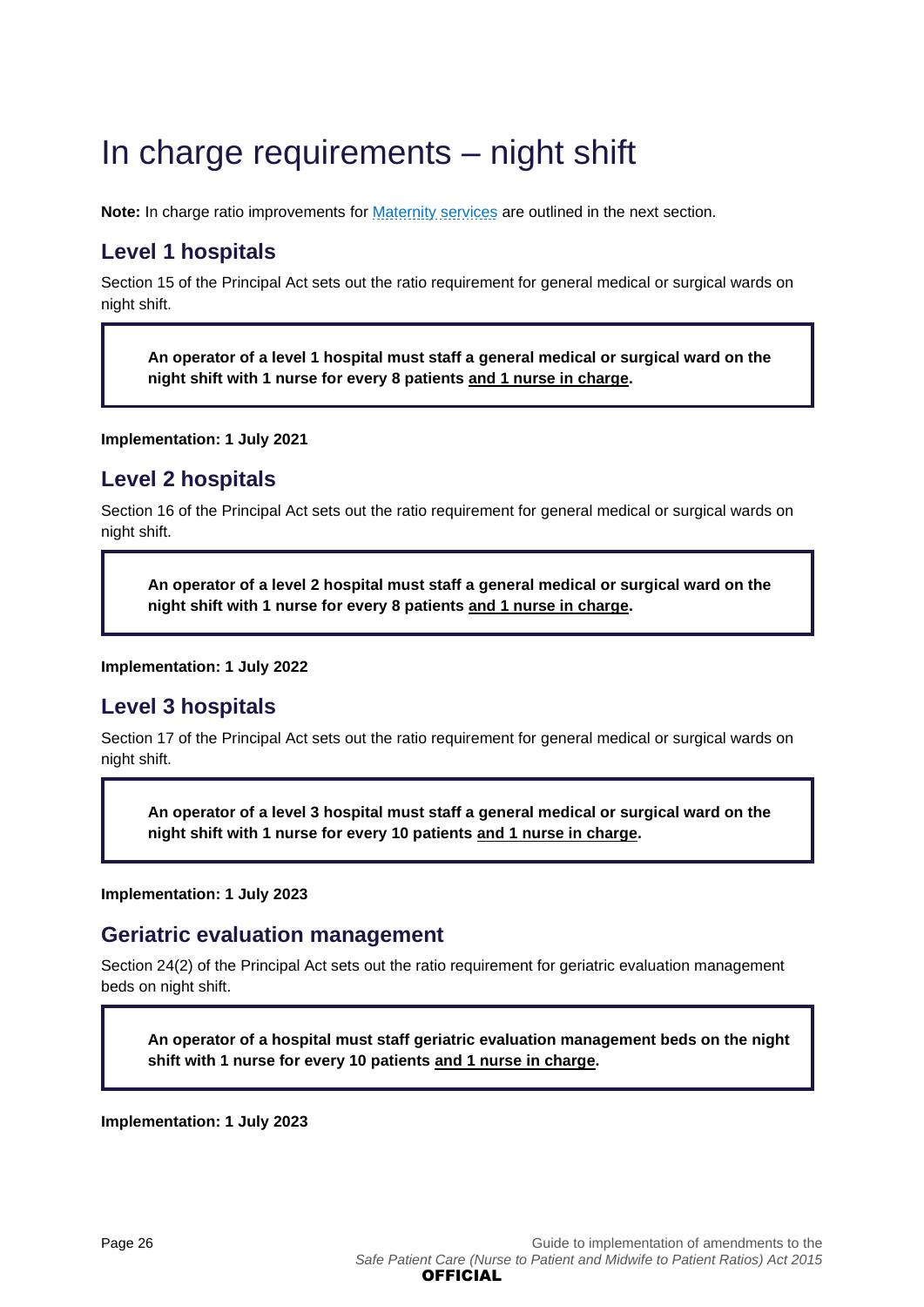# In charge requirements – night shift

**Note:** In charge ratio improvements for [Maternity services](#) are outlined in the next section.

## Level 1 hospitals

Section 15 of the Principal Act sets out the ratio requirement for general medical or surgical wards on night shift.

> **An operator of a level 1 hospital must staff a general medical or surgical ward on the night shift with 1 nurse for every 8 patients <u>and 1 nurse in charge</u>.**

**Implementation: 1 July 2021**

## Level 2 hospitals

Section 16 of the Principal Act sets out the ratio requirement for general medical or surgical wards on night shift.

> **An operator of a level 2 hospital must staff a general medical or surgical ward on the night shift with 1 nurse for every 8 patients <u>and 1 nurse in charge</u>.**

**Implementation: 1 July 2022**

## Level 3 hospitals

Section 17 of the Principal Act sets out the ratio requirement for general medical or surgical wards on night shift.

> **An operator of a level 3 hospital must staff a general medical or surgical ward on the night shift with 1 nurse for every 10 patients <u>and 1 nurse in charge</u>.**

**Implementation: 1 July 2023**

## Geriatric evaluation management

Section 24(2) of the Principal Act sets out the ratio requirement for geriatric evaluation management beds on night shift.

> **An operator of a hospital must staff geriatric evaluation management beds on the night shift with 1 nurse for every 10 patients <u>and 1 nurse in charge</u>.**

**Implementation: 1 July 2023**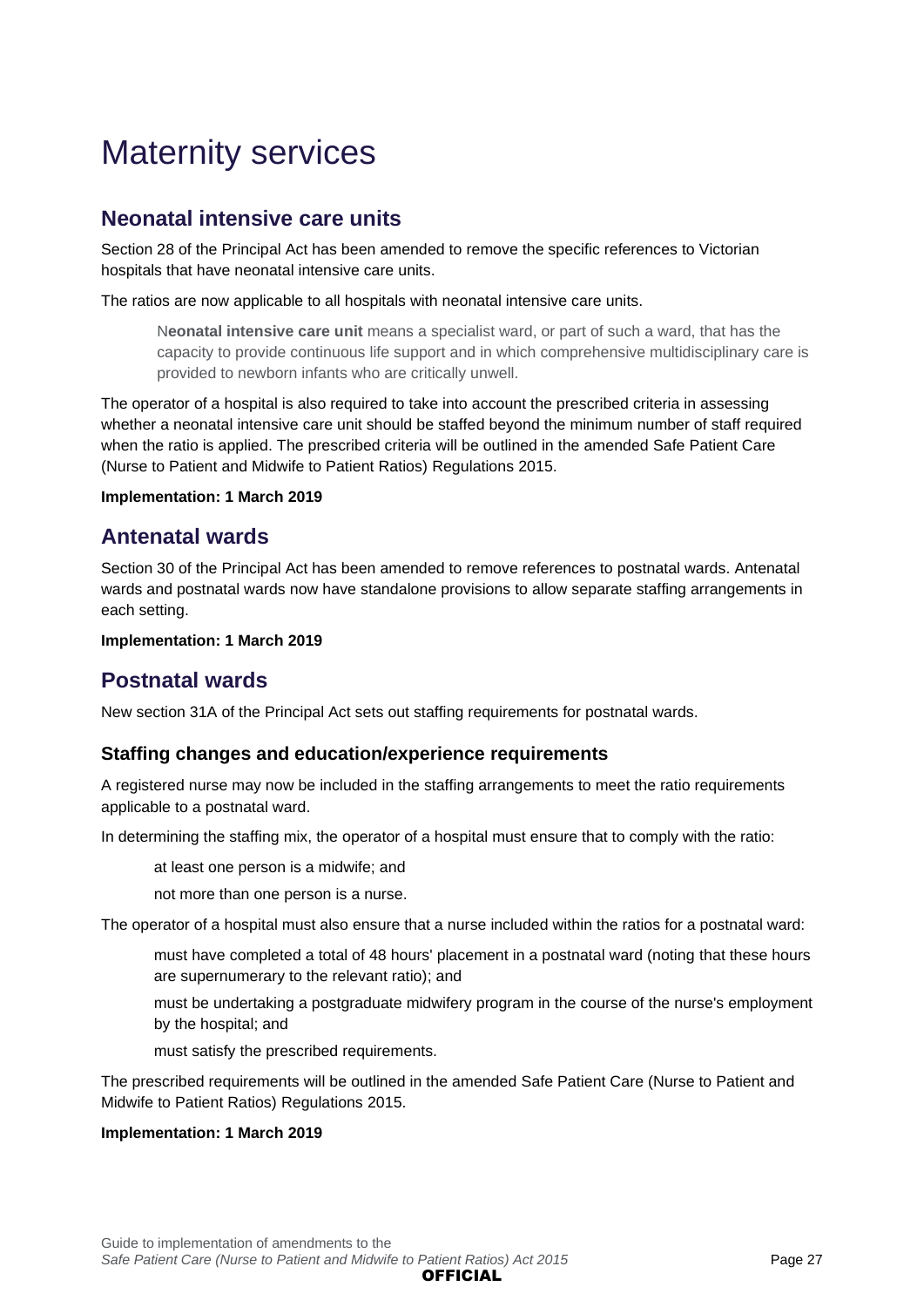# Maternity services

## Neonatal intensive care units

Section 28 of the Principal Act has been amended to remove the specific references to Victorian hospitals that have neonatal intensive care units.

The ratios are now applicable to all hospitals with neonatal intensive care units.

> N**eonatal intensive care unit** means a specialist ward, or part of such a ward, that has the capacity to provide continuous life support and in which comprehensive multidisciplinary care is provided to newborn infants who are critically unwell.

The operator of a hospital is also required to take into account the prescribed criteria in assessing whether a neonatal intensive care unit should be staffed beyond the minimum number of staff required when the ratio is applied. The prescribed criteria will be outlined in the amended Safe Patient Care (Nurse to Patient and Midwife to Patient Ratios) Regulations 2015.

**Implementation: 1 March 2019**

## Antenatal wards

Section 30 of the Principal Act has been amended to remove references to postnatal wards. Antenatal wards and postnatal wards now have standalone provisions to allow separate staffing arrangements in each setting.

**Implementation: 1 March 2019**

## Postnatal wards

New section 31A of the Principal Act sets out staffing requirements for postnatal wards.

### Staffing changes and education/experience requirements

A registered nurse may now be included in the staffing arrangements to meet the ratio requirements applicable to a postnatal ward.

In determining the staffing mix, the operator of a hospital must ensure that to comply with the ratio:

- at least one person is a midwife; and
- not more than one person is a nurse.

The operator of a hospital must also ensure that a nurse included within the ratios for a postnatal ward:

- must have completed a total of 48 hours' placement in a postnatal ward (noting that these hours are supernumerary to the relevant ratio); and
- must be undertaking a postgraduate midwifery program in the course of the nurse's employment by the hospital; and
- must satisfy the prescribed requirements.

The prescribed requirements will be outlined in the amended Safe Patient Care (Nurse to Patient and Midwife to Patient Ratios) Regulations 2015.

**Implementation: 1 March 2019**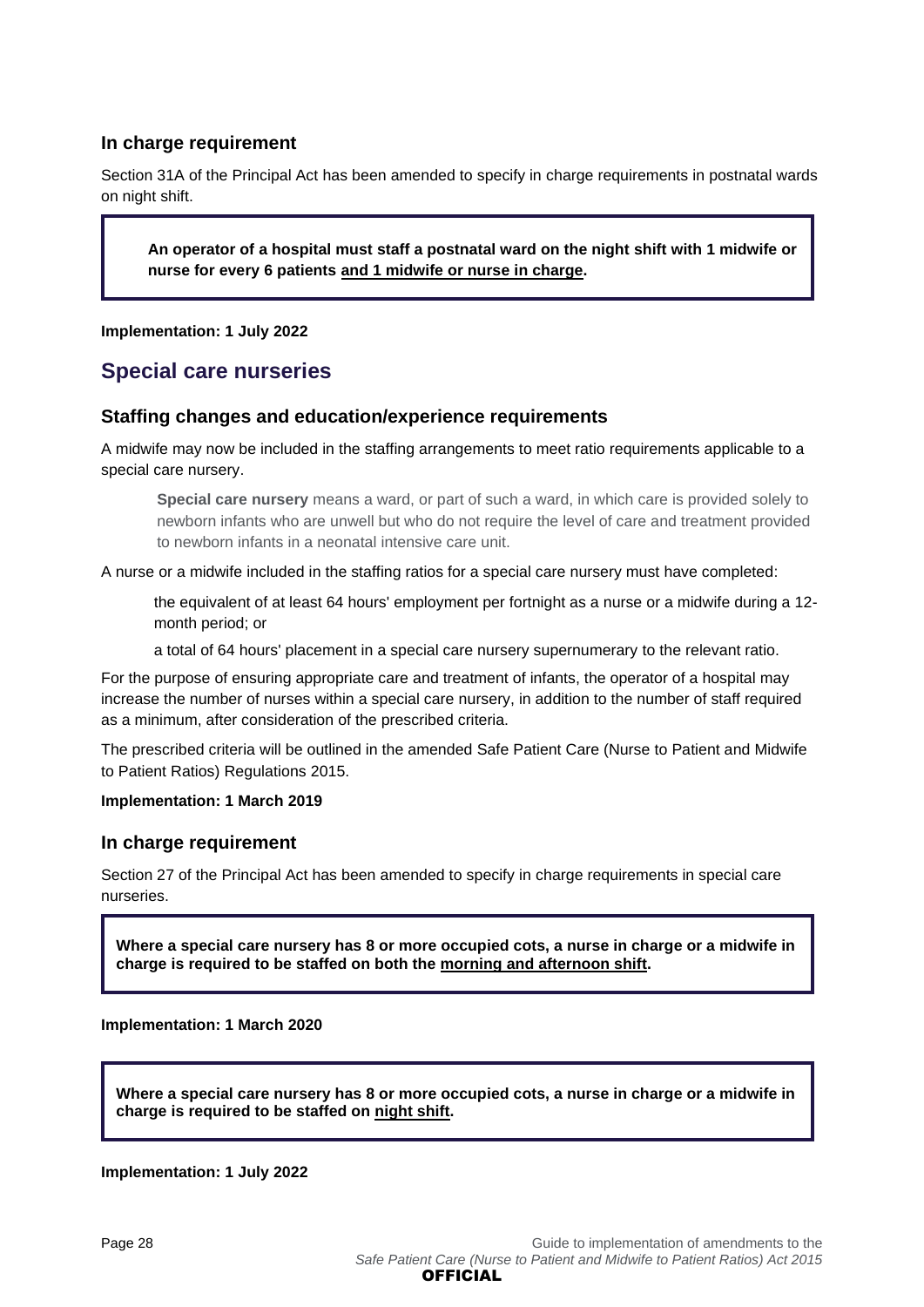### In charge requirement

Section 31A of the Principal Act has been amended to specify in charge requirements in postnatal wards on night shift.

> **An operator of a hospital must staff a postnatal ward on the night shift with 1 midwife or nurse for every 6 patients <u>and 1 midwife or nurse in charge</u>.**

**Implementation: 1 July 2022**

## Special care nurseries

### Staffing changes and education/experience requirements

A midwife may now be included in the staffing arrangements to meet ratio requirements applicable to a special care nursery.

> **Special care nursery** means a ward, or part of such a ward, in which care is provided solely to newborn infants who are unwell but who do not require the level of care and treatment provided to newborn infants in a neonatal intensive care unit.

A nurse or a midwife included in the staffing ratios for a special care nursery must have completed:

- the equivalent of at least 64 hours' employment per fortnight as a nurse or a midwife during a 12-month period; or
- a total of 64 hours' placement in a special care nursery supernumerary to the relevant ratio.

For the purpose of ensuring appropriate care and treatment of infants, the operator of a hospital may increase the number of nurses within a special care nursery, in addition to the number of staff required as a minimum, after consideration of the prescribed criteria.

The prescribed criteria will be outlined in the amended Safe Patient Care (Nurse to Patient and Midwife to Patient Ratios) Regulations 2015.

**Implementation: 1 March 2019**

### In charge requirement

Section 27 of the Principal Act has been amended to specify in charge requirements in special care nurseries.

> **Where a special care nursery has 8 or more occupied cots, a nurse in charge or a midwife in charge is required to be staffed on both the <u>morning and afternoon shift</u>.**

**Implementation: 1 March 2020**

> **Where a special care nursery has 8 or more occupied cots, a nurse in charge or a midwife in charge is required to be staffed on <u>night shift</u>.**

**Implementation: 1 July 2022**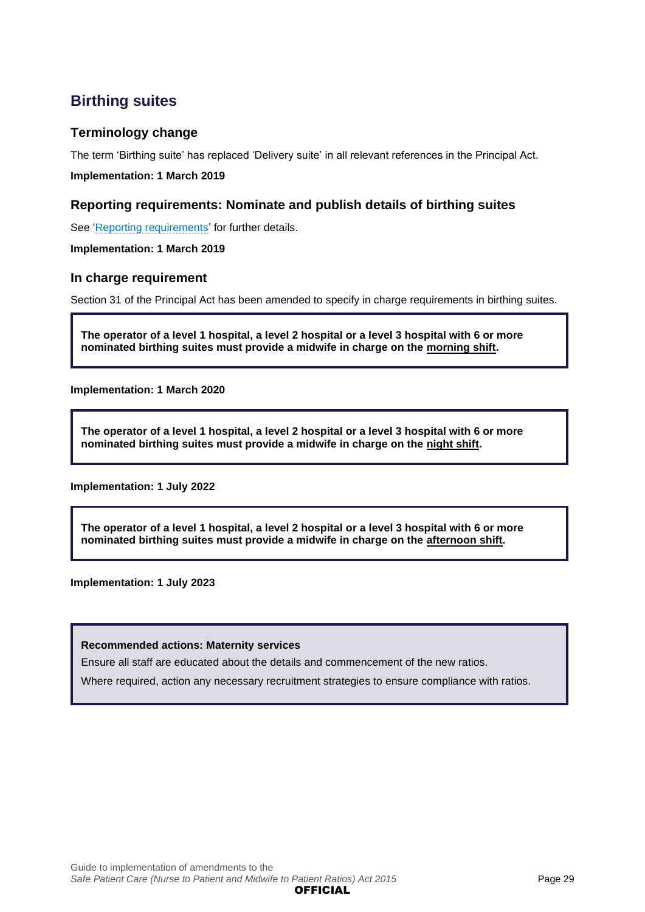## Birthing suites

### Terminology change

The term 'Birthing suite' has replaced 'Delivery suite' in all relevant references in the Principal Act.

**Implementation: 1 March 2019**

### Reporting requirements: Nominate and publish details of birthing suites

See 'Reporting requirements' for further details.

**Implementation: 1 March 2019**

### In charge requirement

Section 31 of the Principal Act has been amended to specify in charge requirements in birthing suites.

**The operator of a level 1 hospital, a level 2 hospital or a level 3 hospital with 6 or more nominated birthing suites must provide a midwife in charge on the morning shift.**

**Implementation: 1 March 2020**

**The operator of a level 1 hospital, a level 2 hospital or a level 3 hospital with 6 or more nominated birthing suites must provide a midwife in charge on the night shift.**

**Implementation: 1 July 2022**

**The operator of a level 1 hospital, a level 2 hospital or a level 3 hospital with 6 or more nominated birthing suites must provide a midwife in charge on the afternoon shift.**

**Implementation: 1 July 2023**

**Recommended actions: Maternity services**

Ensure all staff are educated about the details and commencement of the new ratios.

Where required, action any necessary recruitment strategies to ensure compliance with ratios.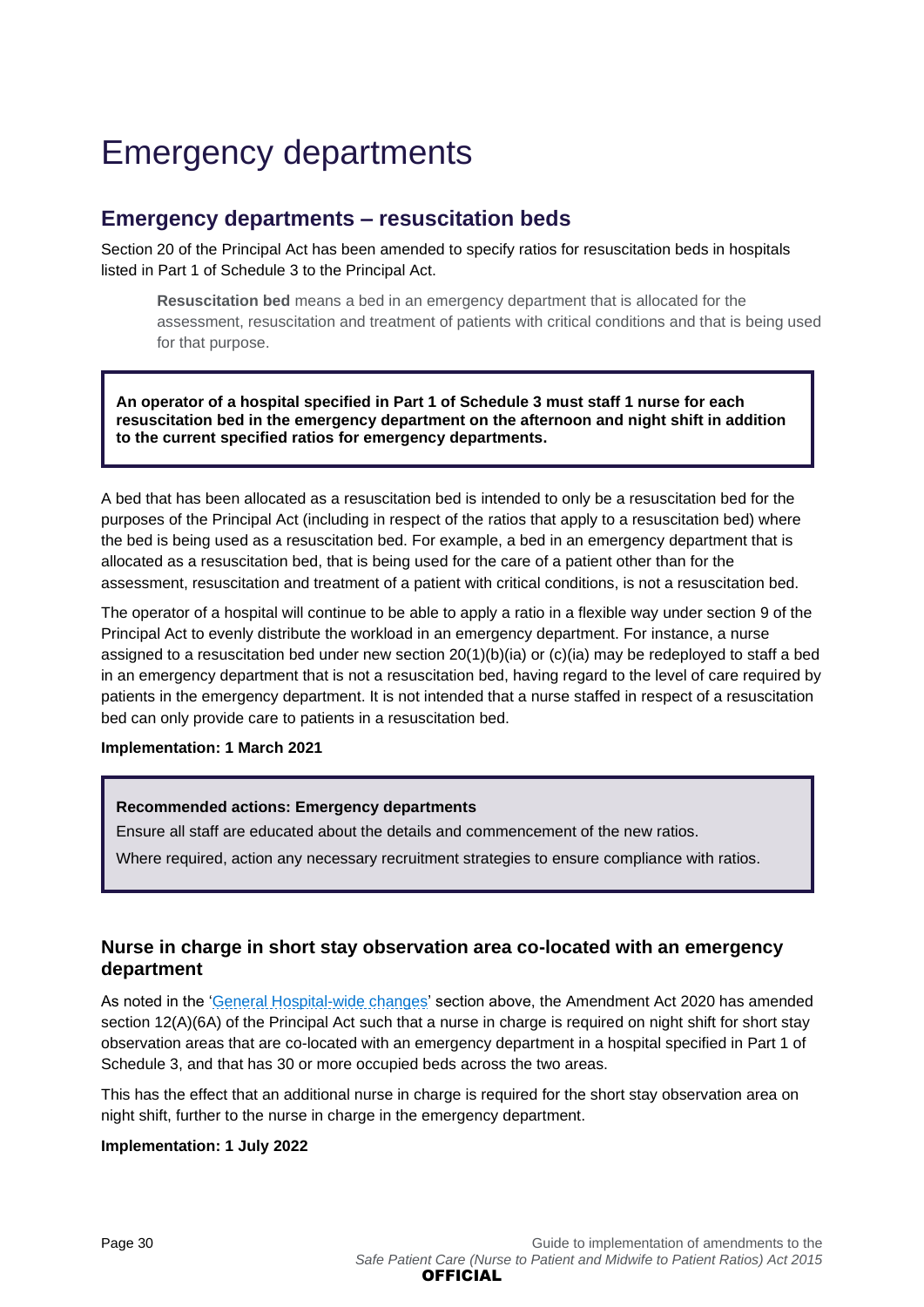# Emergency departments

## Emergency departments – resuscitation beds

Section 20 of the Principal Act has been amended to specify ratios for resuscitation beds in hospitals listed in Part 1 of Schedule 3 to the Principal Act.

> **Resuscitation bed** means a bed in an emergency department that is allocated for the assessment, resuscitation and treatment of patients with critical conditions and that is being used for that purpose.

**An operator of a hospital specified in Part 1 of Schedule 3 must staff 1 nurse for each resuscitation bed in the emergency department on the afternoon and night shift in addition to the current specified ratios for emergency departments.**

A bed that has been allocated as a resuscitation bed is intended to only be a resuscitation bed for the purposes of the Principal Act (including in respect of the ratios that apply to a resuscitation bed) where the bed is being used as a resuscitation bed. For example, a bed in an emergency department that is allocated as a resuscitation bed, that is being used for the care of a patient other than for the assessment, resuscitation and treatment of a patient with critical conditions, is not a resuscitation bed.

The operator of a hospital will continue to be able to apply a ratio in a flexible way under section 9 of the Principal Act to evenly distribute the workload in an emergency department. For instance, a nurse assigned to a resuscitation bed under new section 20(1)(b)(ia) or (c)(ia) may be redeployed to staff a bed in an emergency department that is not a resuscitation bed, having regard to the level of care required by patients in the emergency department. It is not intended that a nurse staffed in respect of a resuscitation bed can only provide care to patients in a resuscitation bed.

**Implementation: 1 March 2021**

**Recommended actions: Emergency departments**

Ensure all staff are educated about the details and commencement of the new ratios.

Where required, action any necessary recruitment strategies to ensure compliance with ratios.

### Nurse in charge in short stay observation area co-located with an emergency department

As noted in the 'General Hospital-wide changes' section above, the Amendment Act 2020 has amended section 12(A)(6A) of the Principal Act such that a nurse in charge is required on night shift for short stay observation areas that are co-located with an emergency department in a hospital specified in Part 1 of Schedule 3, and that has 30 or more occupied beds across the two areas.

This has the effect that an additional nurse in charge is required for the short stay observation area on night shift, further to the nurse in charge in the emergency department.

**Implementation: 1 July 2022**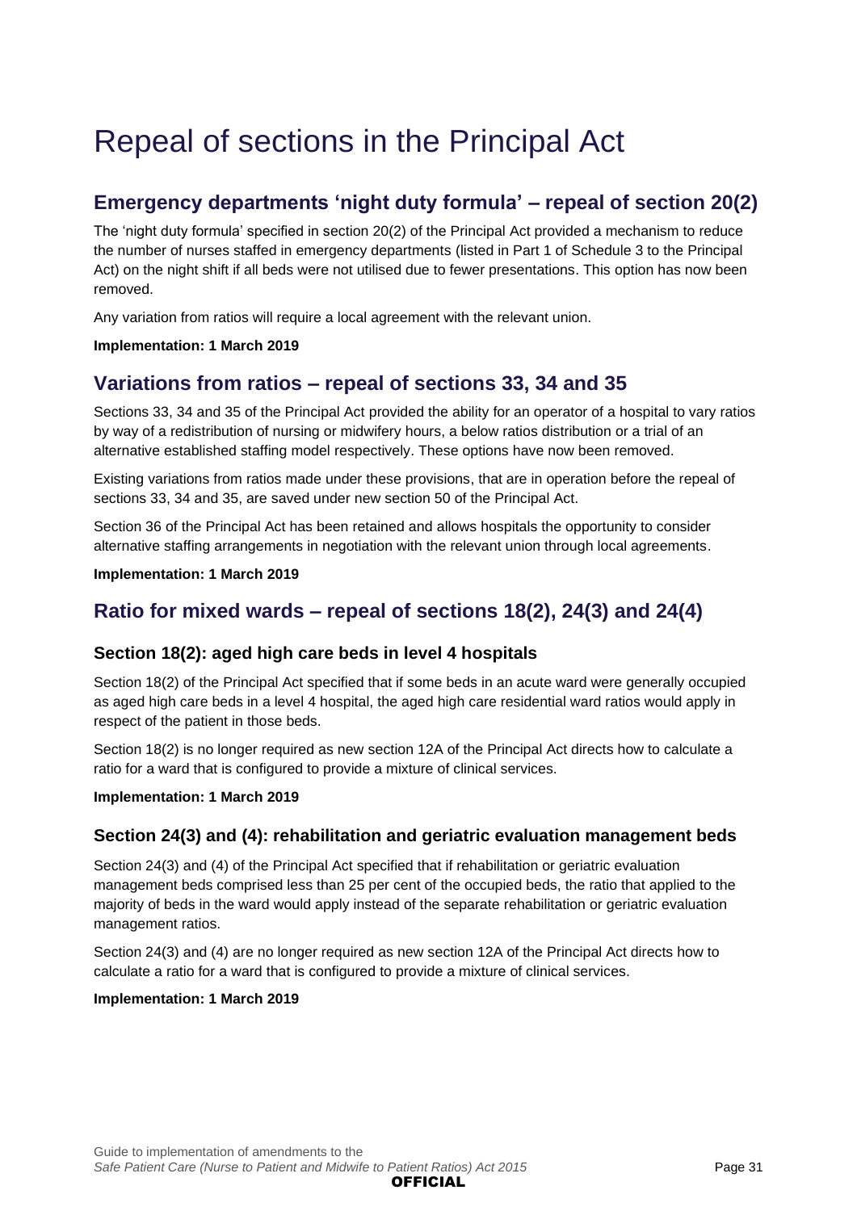# Repeal of sections in the Principal Act

## Emergency departments 'night duty formula' – repeal of section 20(2)

The 'night duty formula' specified in section 20(2) of the Principal Act provided a mechanism to reduce the number of nurses staffed in emergency departments (listed in Part 1 of Schedule 3 to the Principal Act) on the night shift if all beds were not utilised due to fewer presentations. This option has now been removed.

Any variation from ratios will require a local agreement with the relevant union.

**Implementation: 1 March 2019**

## Variations from ratios – repeal of sections 33, 34 and 35

Sections 33, 34 and 35 of the Principal Act provided the ability for an operator of a hospital to vary ratios by way of a redistribution of nursing or midwifery hours, a below ratios distribution or a trial of an alternative established staffing model respectively. These options have now been removed.

Existing variations from ratios made under these provisions, that are in operation before the repeal of sections 33, 34 and 35, are saved under new section 50 of the Principal Act.

Section 36 of the Principal Act has been retained and allows hospitals the opportunity to consider alternative staffing arrangements in negotiation with the relevant union through local agreements.

**Implementation: 1 March 2019**

## Ratio for mixed wards – repeal of sections 18(2), 24(3) and 24(4)

### Section 18(2): aged high care beds in level 4 hospitals

Section 18(2) of the Principal Act specified that if some beds in an acute ward were generally occupied as aged high care beds in a level 4 hospital, the aged high care residential ward ratios would apply in respect of the patient in those beds.

Section 18(2) is no longer required as new section 12A of the Principal Act directs how to calculate a ratio for a ward that is configured to provide a mixture of clinical services.

**Implementation: 1 March 2019**

### Section 24(3) and (4): rehabilitation and geriatric evaluation management beds

Section 24(3) and (4) of the Principal Act specified that if rehabilitation or geriatric evaluation management beds comprised less than 25 per cent of the occupied beds, the ratio that applied to the majority of beds in the ward would apply instead of the separate rehabilitation or geriatric evaluation management ratios.

Section 24(3) and (4) are no longer required as new section 12A of the Principal Act directs how to calculate a ratio for a ward that is configured to provide a mixture of clinical services.

**Implementation: 1 March 2019**